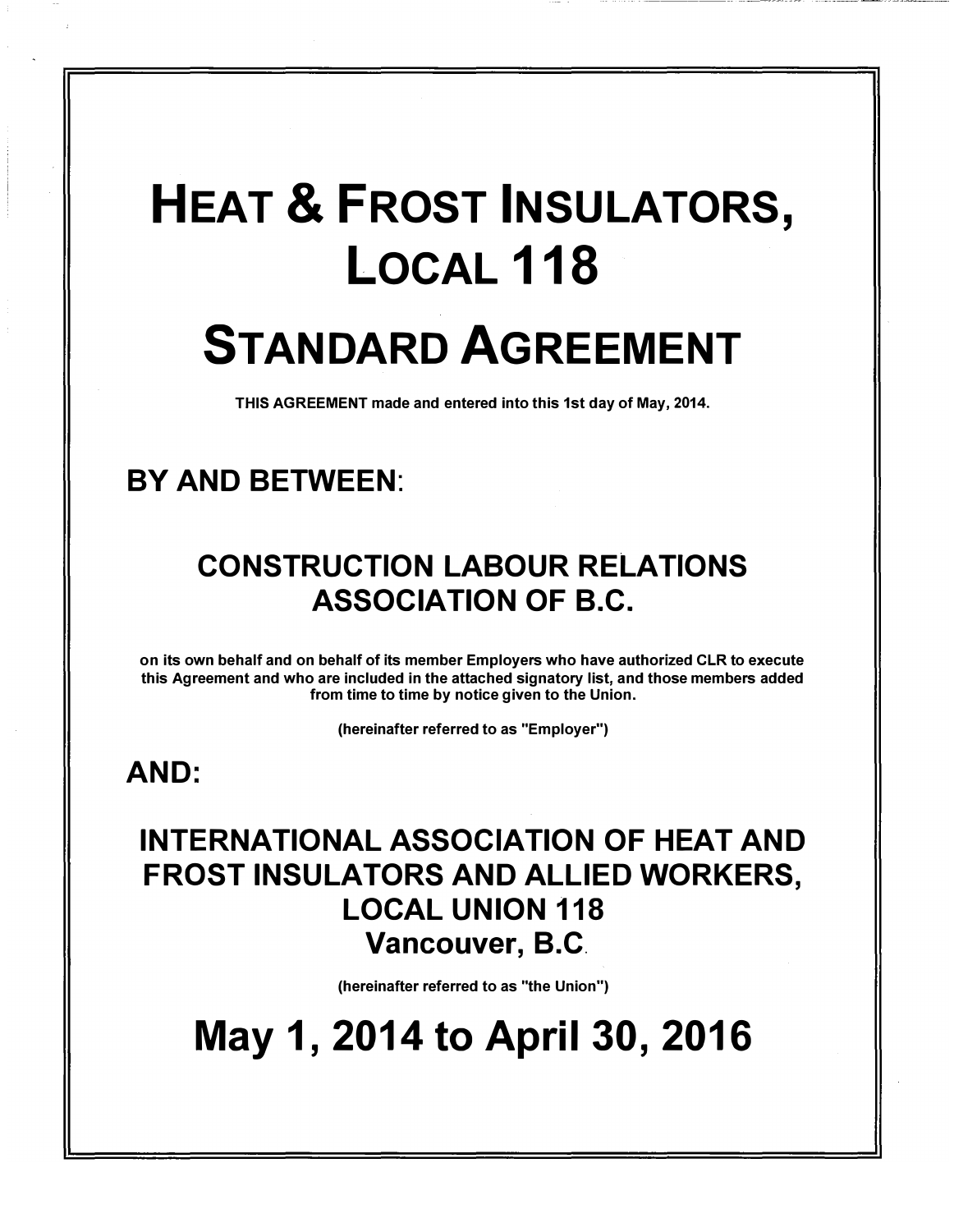# HEAT & FROST INSULATORS, LOCAL 118

# STANDARD AGREEMENT

**THIS AGREEMENT made and entered into this 1st day of May, 2014.**

## BY AND BETWEEN:

## CONSTRUCTION LABOUR RELATIONS ASSOCIATION OF B.C.

**on its own behalf and on behalf of its member Employers who have authorized CLR to execute this Agreement and who are included in the attached signatory list, and those members added from time to time by notice given to the Union.**

**(hereinafter referred to as "Employer")**

## AND:

## INTERNATIONAL ASSOCIATION OF HEAT AND FROST INSULATORS AND ALLIED WORKERS, LOCAL UNION 118 Vancouver, B.C.

**(hereinafter referred to as "the Union")**

# May 1, 2014 to April 30, 2016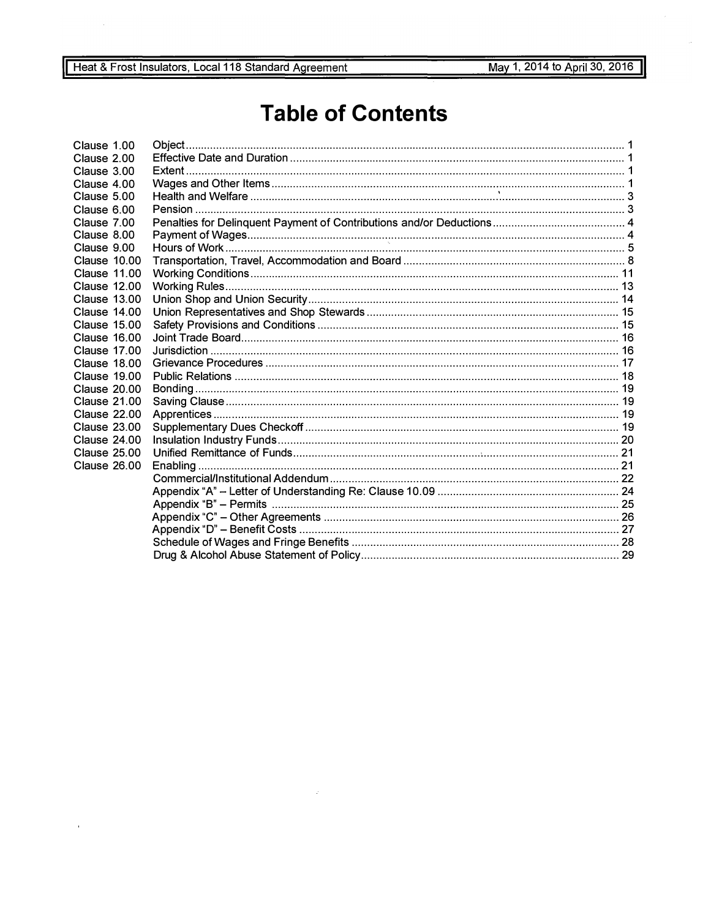# Table of Contents

| | | |
|---|---|---|
| Clause 1.00 | Object | 1 |
| Clause 2.00 | Effective Date and Duration | 1 |
| Clause 3.00 | Extent | 1 |
| Clause 4.00 | Wages and Other Items | 1 |
| Clause 5.00 | Health and Welfare | 3 |
| Clause 6.00 | Pension | 3 |
| Clause 7.00 | Penalties for Delinquent Payment of Contributions and/or Deductions | 4 |
| Clause 8.00 | Payment of Wages | 4 |
| Clause 9.00 | Hours of Work | 5 |
| Clause 10.00 | Transportation, Travel, Accommodation and Board | 8 |
| Clause 11.00 | Working Conditions | 11 |
| Clause 12.00 | Working Rules | 13 |
| Clause 13.00 | Union Shop and Union Security | 14 |
| Clause 14.00 | Union Representatives and Shop Stewards | 15 |
| Clause 15.00 | Safety Provisions and Conditions | 15 |
| Clause 16.00 | Joint Trade Board | 16 |
| Clause 17.00 | Jurisdiction | 16 |
| Clause 18.00 | Grievance Procedures | 17 |
| Clause 19.00 | Public Relations | 18 |
| Clause 20.00 | Bonding | 19 |
| Clause 21.00 | Saving Clause | 19 |
| Clause 22.00 | Apprentices | 19 |
| Clause 23.00 | Supplementary Dues Checkoff | 19 |
| Clause 24.00 | Insulation Industry Funds | 20 |
| Clause 25.00 | Unified Remittance of Funds | 21 |
| Clause 26.00 | Enabling | 21 |
| | Commercial/Institutional Addendum | 22 |
| | Appendix "A" – Letter of Understanding Re: Clause 10.09 | 24 |
| | Appendix "B" – Permits | 25 |
| | Appendix "C" – Other Agreements | 26 |
| | Appendix "D" – Benefit Costs | 27 |
| | Schedule of Wages and Fringe Benefits | 28 |
| | Drug & Alcohol Abuse Statement of Policy | 29 |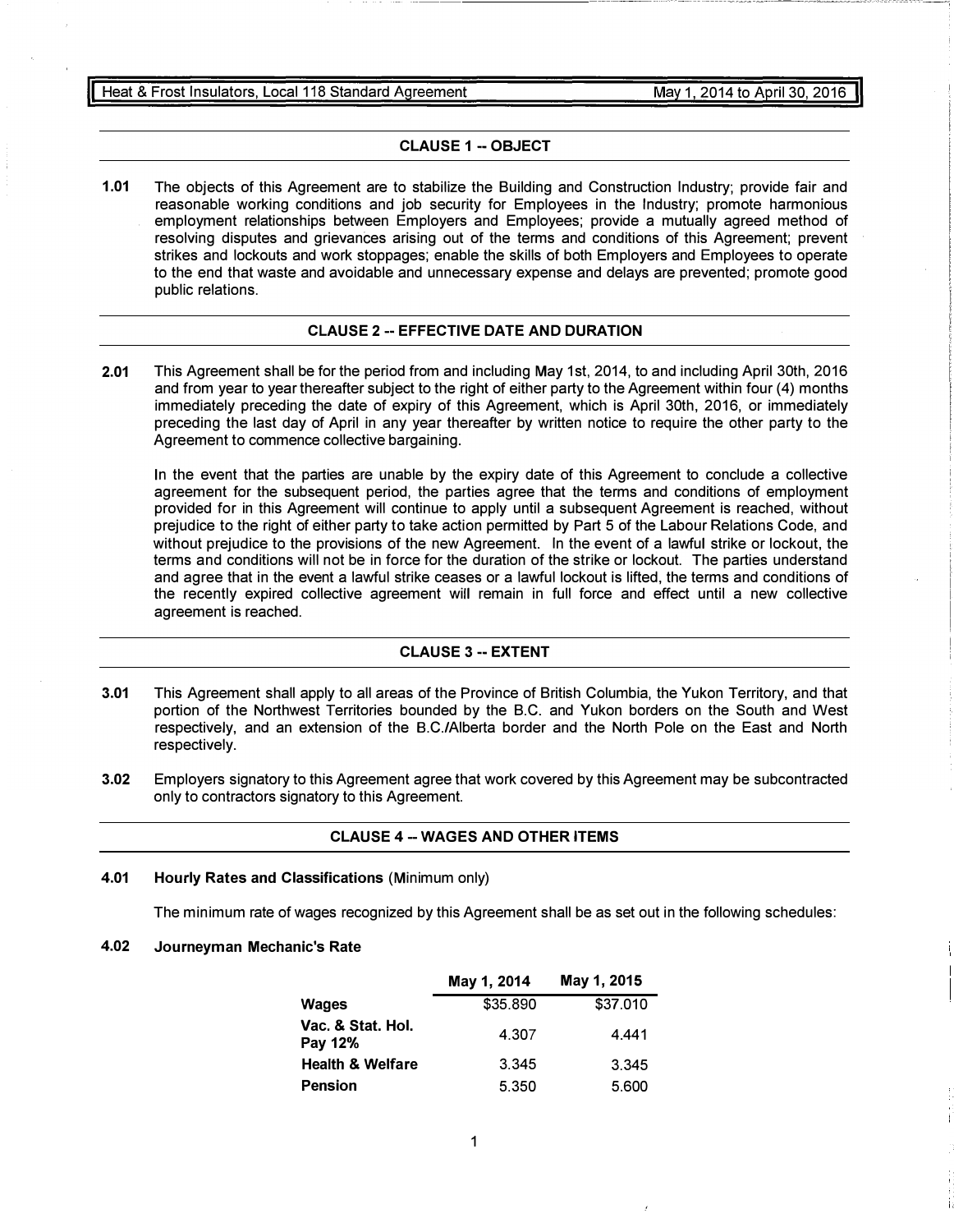## CLAUSE 1 -- OBJECT

**1.01** The objects of this Agreement are to stabilize the Building and Construction Industry; provide fair and reasonable working conditions and job security for Employees in the Industry; promote harmonious employment relationships between Employers and Employees; provide a mutually agreed method of resolving disputes and grievances arising out of the terms and conditions of this Agreement; prevent strikes and lockouts and work stoppages; enable the skills of both Employers and Employees to operate to the end that waste and avoidable and unnecessary expense and delays are prevented; promote good public relations.

## CLAUSE 2 -- EFFECTIVE DATE AND DURATION

**2.01** This Agreement shall be for the period from and including May 1st, 2014, to and including April 30th, 2016 and from year to year thereafter subject to the right of either party to the Agreement within four (4) months immediately preceding the date of expiry of this Agreement, which is April 30th, 2016, or immediately preceding the last day of April in any year thereafter by written notice to require the other party to the Agreement to commence collective bargaining.

In the event that the parties are unable by the expiry date of this Agreement to conclude a collective agreement for the subsequent period, the parties agree that the terms and conditions of employment provided for in this Agreement will continue to apply until a subsequent Agreement is reached, without prejudice to the right of either party to take action permitted by Part 5 of the Labour Relations Code, and without prejudice to the provisions of the new Agreement. In the event of a lawful strike or lockout, the terms and conditions will not be in force for the duration of the strike or lockout. The parties understand and agree that in the event a lawful strike ceases or a lawful lockout is lifted, the terms and conditions of the recently expired collective agreement will remain in full force and effect until a new collective agreement is reached.

## CLAUSE 3 -- EXTENT

**3.01** This Agreement shall apply to all areas of the Province of British Columbia, the Yukon Territory, and that portion of the Northwest Territories bounded by the B.C. and Yukon borders on the South and West respectively, and an extension of the B.C./Alberta border and the North Pole on the East and North respectively.

**3.02** Employers signatory to this Agreement agree that work covered by this Agreement may be subcontracted only to contractors signatory to this Agreement.

## CLAUSE 4 -- WAGES AND OTHER ITEMS

**4.01 Hourly Rates and Classifications** (Minimum only)

The minimum rate of wages recognized by this Agreement shall be as set out in the following schedules:

**4.02 Journeyman Mechanic's Rate**

| | May 1, 2014 | May 1, 2015 |
|---|---|---|
| **Wages** | $35.890 | $37.010 |
| **Vac. & Stat. Hol. Pay 12%** | 4.307 | 4.441 |
| **Health & Welfare** | 3.345 | 3.345 |
| **Pension** | 5.350 | 5.600 |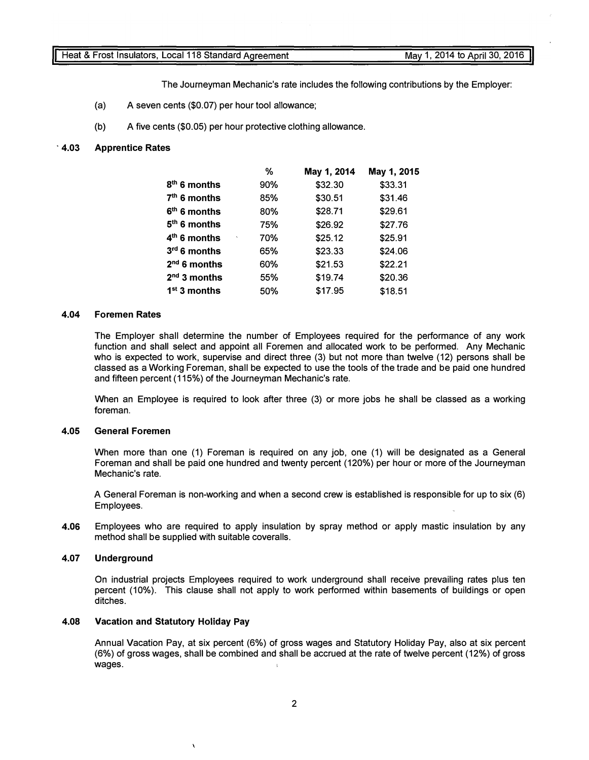The Journeyman Mechanic's rate includes the following contributions by the Employer:

(a) A seven cents ($0.07) per hour tool allowance;

(b) A five cents ($0.05) per hour protective clothing allowance.

### 4.03 Apprentice Rates

| | % | May 1, 2014 | May 1, 2015 |
|---|---|---|---|
| **8th 6 months** | 90% | $32.30 | $33.31 |
| **7th 6 months** | 85% | $30.51 | $31.46 |
| **6th 6 months** | 80% | $28.71 | $29.61 |
| **5th 6 months** | 75% | $26.92 | $27.76 |
| **4th 6 months** | 70% | $25.12 | $25.91 |
| **3rd 6 months** | 65% | $23.33 | $24.06 |
| **2nd 6 months** | 60% | $21.53 | $22.21 |
| **2nd 3 months** | 55% | $19.74 | $20.36 |
| **1st 3 months** | 50% | $17.95 | $18.51 |

### 4.04 Foremen Rates

The Employer shall determine the number of Employees required for the performance of any work function and shall select and appoint all Foremen and allocated work to be performed. Any Mechanic who is expected to work, supervise and direct three (3) but not more than twelve (12) persons shall be classed as a Working Foreman, shall be expected to use the tools of the trade and be paid one hundred and fifteen percent (115%) of the Journeyman Mechanic's rate.

When an Employee is required to look after three (3) or more jobs he shall be classed as a working foreman.

### 4.05 General Foremen

When more than one (1) Foreman is required on any job, one (1) will be designated as a General Foreman and shall be paid one hundred and twenty percent (120%) per hour or more of the Journeyman Mechanic's rate.

A General Foreman is non-working and when a second crew is established is responsible for up to six (6) Employees.

**4.06** Employees who are required to apply insulation by spray method or apply mastic insulation by any method shall be supplied with suitable coveralls.

### 4.07 Underground

On industrial projects Employees required to work underground shall receive prevailing rates plus ten percent (10%). This clause shall not apply to work performed within basements of buildings or open ditches.

### 4.08 Vacation and Statutory Holiday Pay

Annual Vacation Pay, at six percent (6%) of gross wages and Statutory Holiday Pay, also at six percent (6%) of gross wages, shall be combined and shall be accrued at the rate of twelve percent (12%) of gross wages.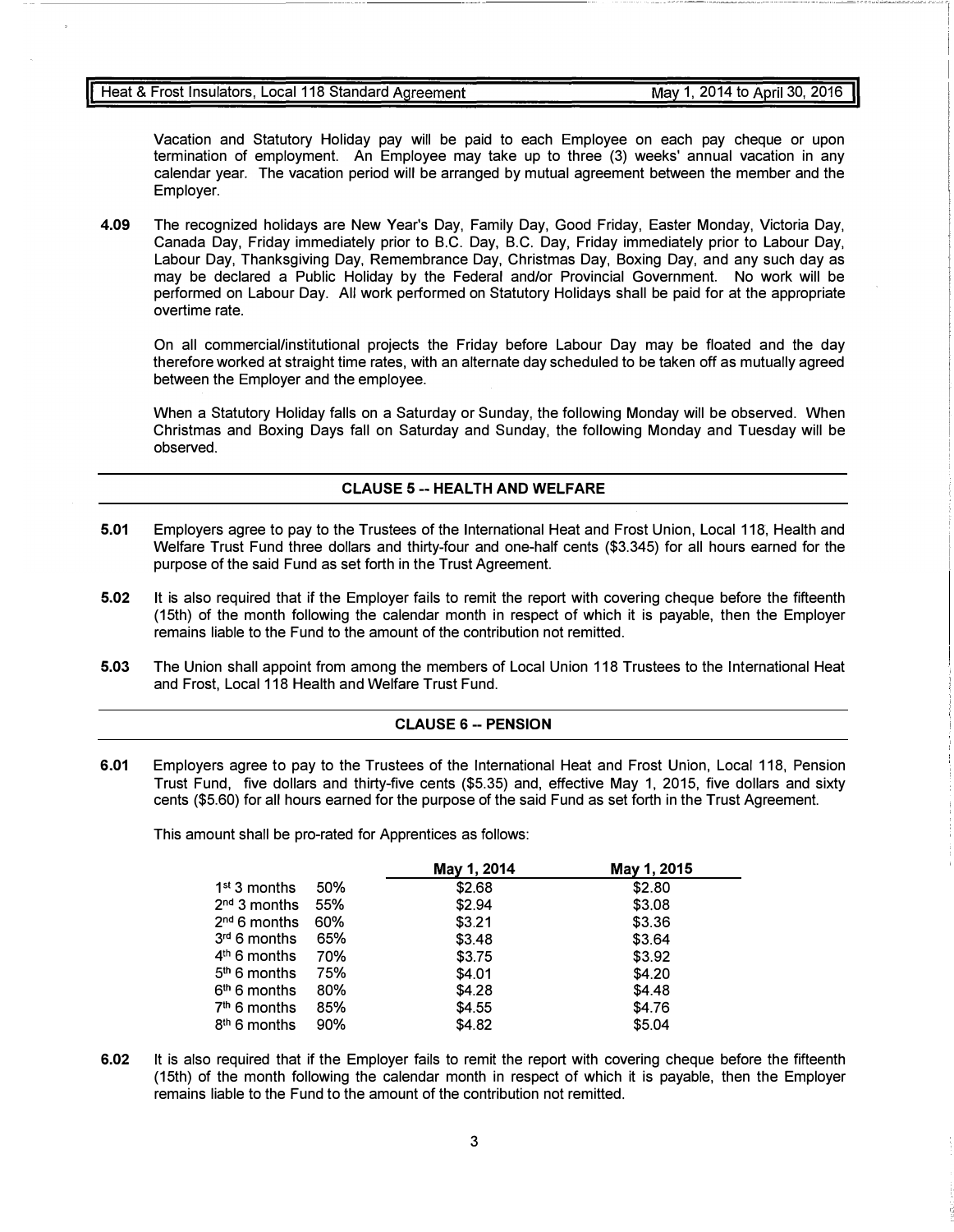Vacation and Statutory Holiday pay will be paid to each Employee on each pay cheque or upon termination of employment. An Employee may take up to three (3) weeks' annual vacation in any calendar year. The vacation period will be arranged by mutual agreement between the member and the Employer.

**4.09** The recognized holidays are New Year's Day, Family Day, Good Friday, Easter Monday, Victoria Day, Canada Day, Friday immediately prior to B.C. Day, B.C. Day, Friday immediately prior to Labour Day, Labour Day, Thanksgiving Day, Remembrance Day, Christmas Day, Boxing Day, and any such day as may be declared a Public Holiday by the Federal and/or Provincial Government. No work will be performed on Labour Day. All work performed on Statutory Holidays shall be paid for at the appropriate overtime rate.

On all commercial/institutional projects the Friday before Labour Day may be floated and the day therefore worked at straight time rates, with an alternate day scheduled to be taken off as mutually agreed between the Employer and the employee.

When a Statutory Holiday falls on a Saturday or Sunday, the following Monday will be observed. When Christmas and Boxing Days fall on Saturday and Sunday, the following Monday and Tuesday will be observed.

## CLAUSE 5 -- HEALTH AND WELFARE

**5.01** Employers agree to pay to the Trustees of the International Heat and Frost Union, Local 118, Health and Welfare Trust Fund three dollars and thirty-four and one-half cents ($3.345) for all hours earned for the purpose of the said Fund as set forth in the Trust Agreement.

**5.02** It is also required that if the Employer fails to remit the report with covering cheque before the fifteenth (15th) of the month following the calendar month in respect of which it is payable, then the Employer remains liable to the Fund to the amount of the contribution not remitted.

**5.03** The Union shall appoint from among the members of Local Union 118 Trustees to the International Heat and Frost, Local 118 Health and Welfare Trust Fund.

## CLAUSE 6 -- PENSION

**6.01** Employers agree to pay to the Trustees of the International Heat and Frost Union, Local 118, Pension Trust Fund, five dollars and thirty-five cents ($5.35) and, effective May 1, 2015, five dollars and sixty cents ($5.60) for all hours earned for the purpose of the said Fund as set forth in the Trust Agreement.

This amount shall be pro-rated for Apprentices as follows:

| | | May 1, 2014 | May 1, 2015 |
|---|---|---|---|
| 1st 3 months | 50% | $2.68 | $2.80 |
| 2nd 3 months | 55% | $2.94 | $3.08 |
| 2nd 6 months | 60% | $3.21 | $3.36 |
| 3rd 6 months | 65% | $3.48 | $3.64 |
| 4th 6 months | 70% | $3.75 | $3.92 |
| 5th 6 months | 75% | $4.01 | $4.20 |
| 6th 6 months | 80% | $4.28 | $4.48 |
| 7th 6 months | 85% | $4.55 | $4.76 |
| 8th 6 months | 90% | $4.82 | $5.04 |

**6.02** It is also required that if the Employer fails to remit the report with covering cheque before the fifteenth (15th) of the month following the calendar month in respect of which it is payable, then the Employer remains liable to the Fund to the amount of the contribution not remitted.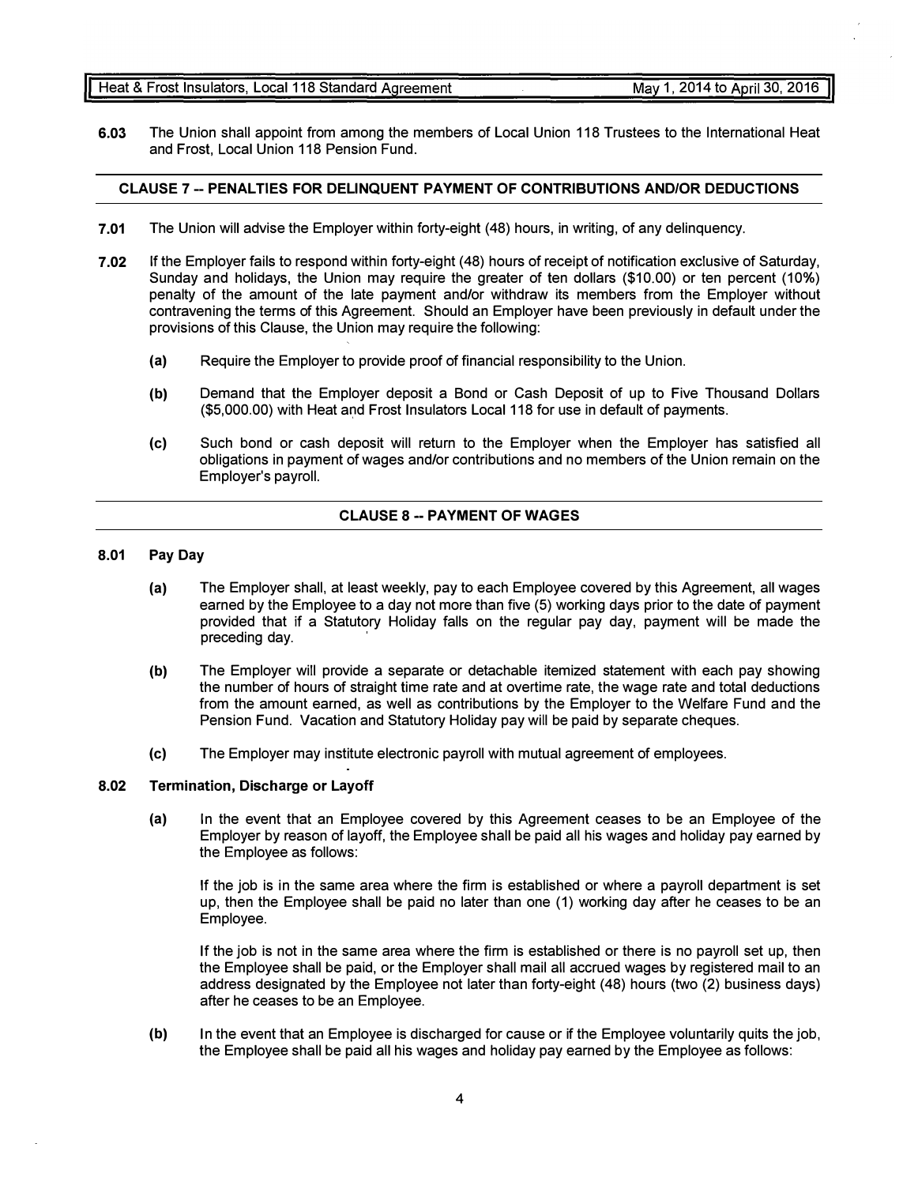**6.03** The Union shall appoint from among the members of Local Union 118 Trustees to the International Heat and Frost, Local Union 118 Pension Fund.

## CLAUSE 7 -- PENALTIES FOR DELINQUENT PAYMENT OF CONTRIBUTIONS AND/OR DEDUCTIONS

**7.01** The Union will advise the Employer within forty-eight (48) hours, in writing, of any delinquency.

**7.02** If the Employer fails to respond within forty-eight (48) hours of receipt of notification exclusive of Saturday, Sunday and holidays, the Union may require the greater of ten dollars ($10.00) or ten percent (10%) penalty of the amount of the late payment and/or withdraw its members from the Employer without contravening the terms of this Agreement. Should an Employer have been previously in default under the provisions of this Clause, the Union may require the following:

- **(a)** Require the Employer to provide proof of financial responsibility to the Union.
- **(b)** Demand that the Employer deposit a Bond or Cash Deposit of up to Five Thousand Dollars ($5,000.00) with Heat and Frost Insulators Local 118 for use in default of payments.
- **(c)** Such bond or cash deposit will return to the Employer when the Employer has satisfied all obligations in payment of wages and/or contributions and no members of the Union remain on the Employer's payroll.

## CLAUSE 8 -- PAYMENT OF WAGES

### 8.01 Pay Day

- **(a)** The Employer shall, at least weekly, pay to each Employee covered by this Agreement, all wages earned by the Employee to a day not more than five (5) working days prior to the date of payment provided that if a Statutory Holiday falls on the regular pay day, payment will be made the preceding day.
- **(b)** The Employer will provide a separate or detachable itemized statement with each pay showing the number of hours of straight time rate and at overtime rate, the wage rate and total deductions from the amount earned, as well as contributions by the Employer to the Welfare Fund and the Pension Fund. Vacation and Statutory Holiday pay will be paid by separate cheques.
- **(c)** The Employer may institute electronic payroll with mutual agreement of employees.

### 8.02 Termination, Discharge or Layoff

- **(a)** In the event that an Employee covered by this Agreement ceases to be an Employee of the Employer by reason of layoff, the Employee shall be paid all his wages and holiday pay earned by the Employee as follows:

  If the job is in the same area where the firm is established or where a payroll department is set up, then the Employee shall be paid no later than one (1) working day after he ceases to be an Employee.

  If the job is not in the same area where the firm is established or there is no payroll set up, then the Employee shall be paid, or the Employer shall mail all accrued wages by registered mail to an address designated by the Employee not later than forty-eight (48) hours (two (2) business days) after he ceases to be an Employee.

- **(b)** In the event that an Employee is discharged for cause or if the Employee voluntarily quits the job, the Employee shall be paid all his wages and holiday pay earned by the Employee as follows: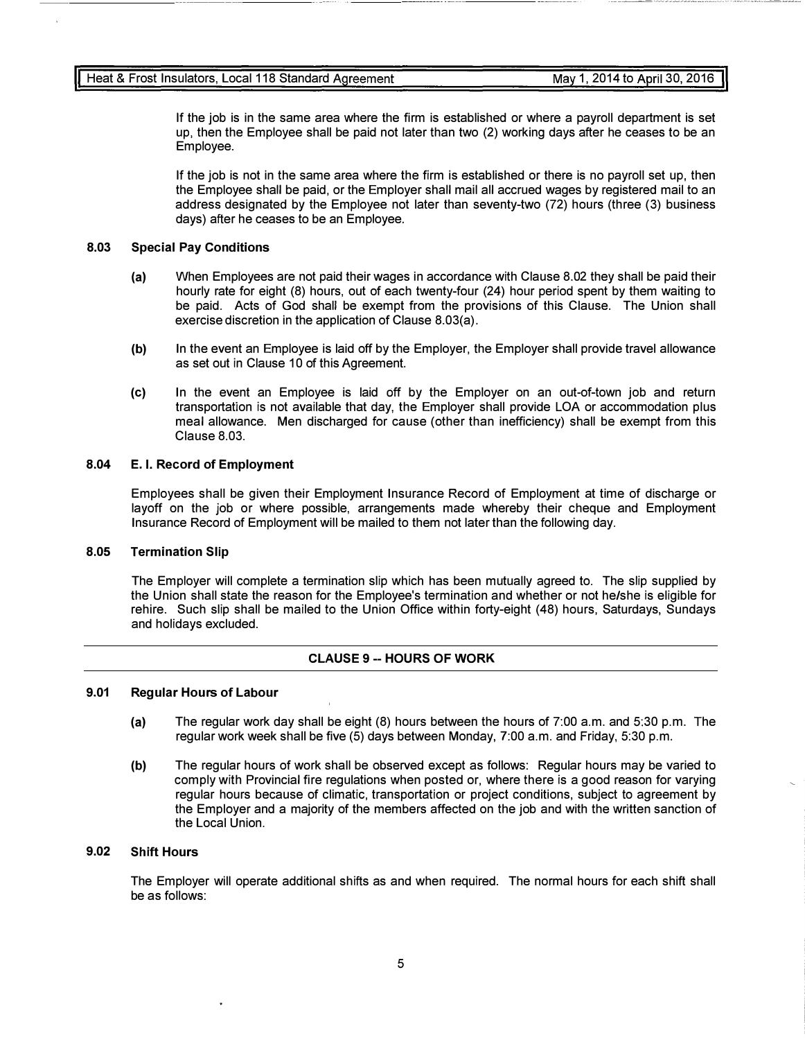If the job is in the same area where the firm is established or where a payroll department is set up, then the Employee shall be paid not later than two (2) working days after he ceases to be an Employee.

If the job is not in the same area where the firm is established or there is no payroll set up, then the Employee shall be paid, or the Employer shall mail all accrued wages by registered mail to an address designated by the Employee not later than seventy-two (72) hours (three (3) business days) after he ceases to be an Employee.

### 8.03 Special Pay Conditions

**(a)** When Employees are not paid their wages in accordance with Clause 8.02 they shall be paid their hourly rate for eight (8) hours, out of each twenty-four (24) hour period spent by them waiting to be paid. Acts of God shall be exempt from the provisions of this Clause. The Union shall exercise discretion in the application of Clause 8.03(a).

**(b)** In the event an Employee is laid off by the Employer, the Employer shall provide travel allowance as set out in Clause 10 of this Agreement.

**(c)** In the event an Employee is laid off by the Employer on an out-of-town job and return transportation is not available that day, the Employer shall provide LOA or accommodation plus meal allowance. Men discharged for cause (other than inefficiency) shall be exempt from this Clause 8.03.

### 8.04 E. I. Record of Employment

Employees shall be given their Employment Insurance Record of Employment at time of discharge or layoff on the job or where possible, arrangements made whereby their cheque and Employment Insurance Record of Employment will be mailed to them not later than the following day.

### 8.05 Termination Slip

The Employer will complete a termination slip which has been mutually agreed to. The slip supplied by the Union shall state the reason for the Employee's termination and whether or not he/she is eligible for rehire. Such slip shall be mailed to the Union Office within forty-eight (48) hours, Saturdays, Sundays and holidays excluded.

## CLAUSE 9 -- HOURS OF WORK

### 9.01 Regular Hours of Labour

**(a)** The regular work day shall be eight (8) hours between the hours of 7:00 a.m. and 5:30 p.m. The regular work week shall be five (5) days between Monday, 7:00 a.m. and Friday, 5:30 p.m.

**(b)** The regular hours of work shall be observed except as follows: Regular hours may be varied to comply with Provincial fire regulations when posted or, where there is a good reason for varying regular hours because of climatic, transportation or project conditions, subject to agreement by the Employer and a majority of the members affected on the job and with the written sanction of the Local Union.

### 9.02 Shift Hours

The Employer will operate additional shifts as and when required. The normal hours for each shift shall be as follows: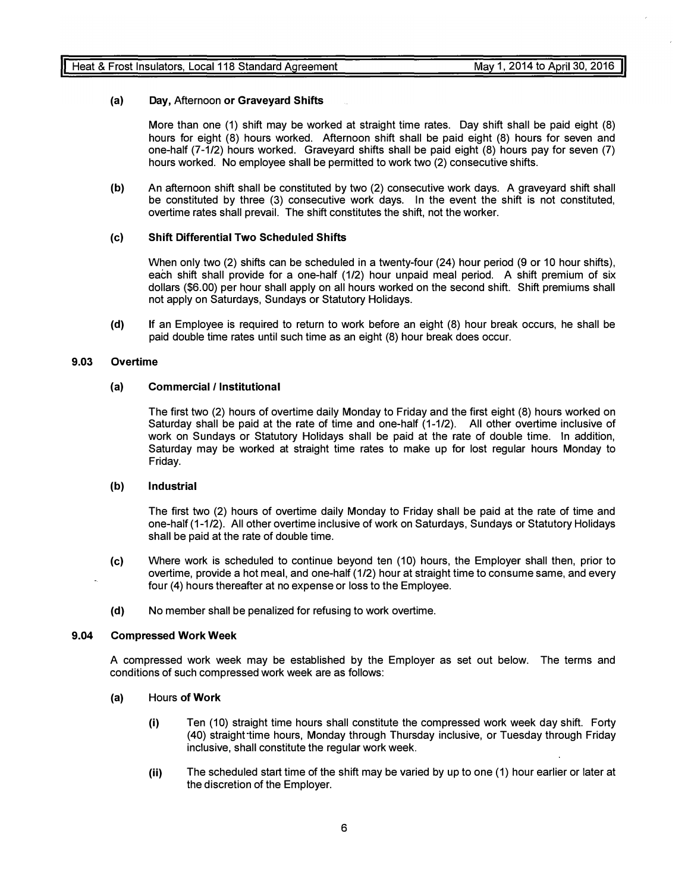**(a) Day, Afternoon or Graveyard Shifts**

More than one (1) shift may be worked at straight time rates. Day shift shall be paid eight (8) hours for eight (8) hours worked. Afternoon shift shall be paid eight (8) hours for seven and one-half (7-1/2) hours worked. Graveyard shifts shall be paid eight (8) hours pay for seven (7) hours worked. No employee shall be permitted to work two (2) consecutive shifts.

**(b)** An afternoon shift shall be constituted by two (2) consecutive work days. A graveyard shift shall be constituted by three (3) consecutive work days. In the event the shift is not constituted, overtime rates shall prevail. The shift constitutes the shift, not the worker.

**(c) Shift Differential Two Scheduled Shifts**

When only two (2) shifts can be scheduled in a twenty-four (24) hour period (9 or 10 hour shifts), each shift shall provide for a one-half (1/2) hour unpaid meal period. A shift premium of six dollars ($6.00) per hour shall apply on all hours worked on the second shift. Shift premiums shall not apply on Saturdays, Sundays or Statutory Holidays.

**(d)** If an Employee is required to return to work before an eight (8) hour break occurs, he shall be paid double time rates until such time as an eight (8) hour break does occur.

### 9.03 Overtime

**(a) Commercial / Institutional**

The first two (2) hours of overtime daily Monday to Friday and the first eight (8) hours worked on Saturday shall be paid at the rate of time and one-half (1-1/2). All other overtime inclusive of work on Sundays or Statutory Holidays shall be paid at the rate of double time. In addition, Saturday may be worked at straight time rates to make up for lost regular hours Monday to Friday.

**(b) Industrial**

The first two (2) hours of overtime daily Monday to Friday shall be paid at the rate of time and one-half (1-1/2). All other overtime inclusive of work on Saturdays, Sundays or Statutory Holidays shall be paid at the rate of double time.

**(c)** Where work is scheduled to continue beyond ten (10) hours, the Employer shall then, prior to overtime, provide a hot meal, and one-half (1/2) hour at straight time to consume same, and every four (4) hours thereafter at no expense or loss to the Employee.

**(d)** No member shall be penalized for refusing to work overtime.

### 9.04 Compressed Work Week

A compressed work week may be established by the Employer as set out below. The terms and conditions of such compressed work week are as follows:

**(a) Hours of Work**

- **(i)** Ten (10) straight time hours shall constitute the compressed work week day shift. Forty (40) straight time hours, Monday through Thursday inclusive, or Tuesday through Friday inclusive, shall constitute the regular work week.
- **(ii)** The scheduled start time of the shift may be varied by up to one (1) hour earlier or later at the discretion of the Employer.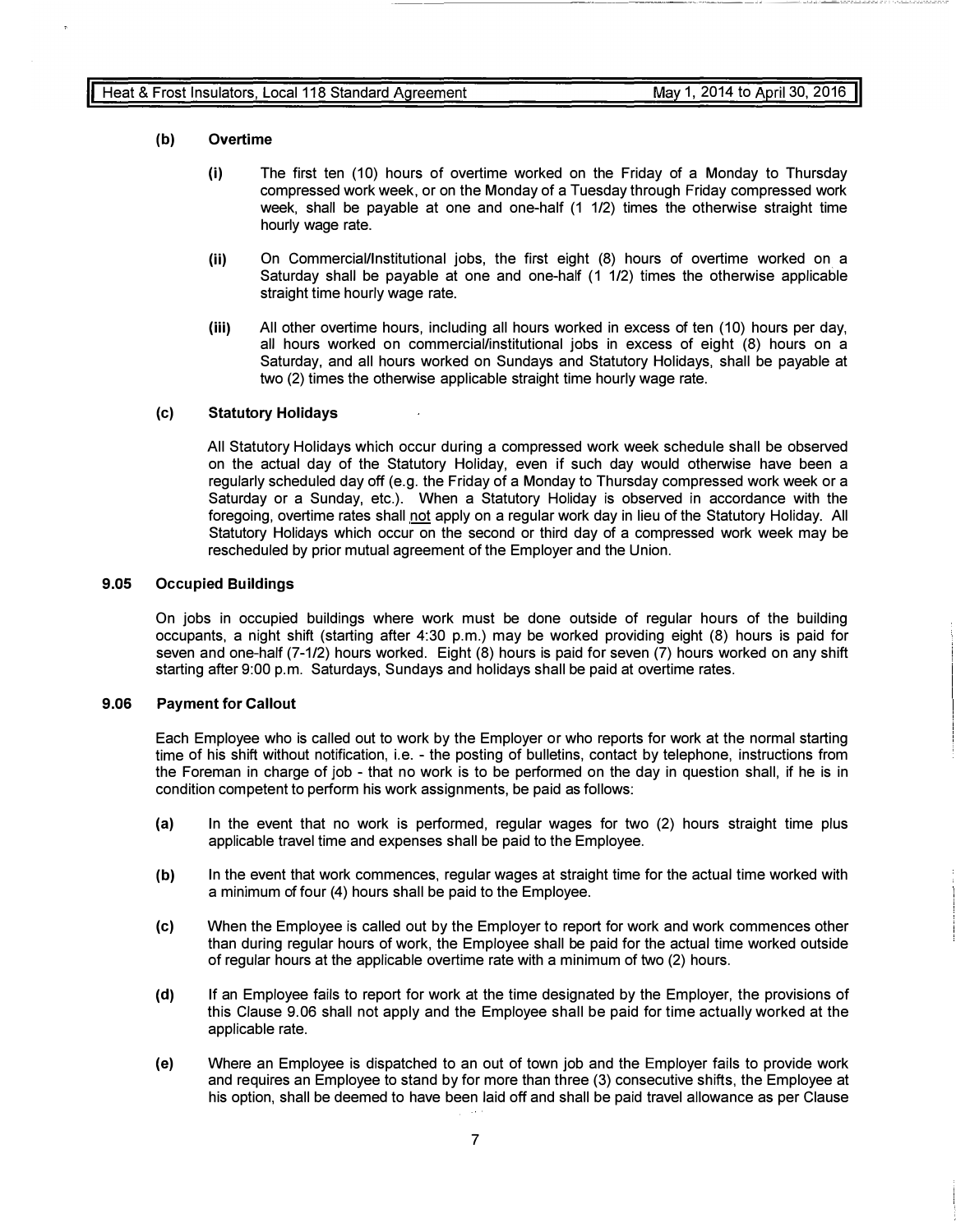**(b) Overtime**

**(i)** The first ten (10) hours of overtime worked on the Friday of a Monday to Thursday compressed work week, or on the Monday of a Tuesday through Friday compressed work week, shall be payable at one and one-half (1 1/2) times the otherwise straight time hourly wage rate.

**(ii)** On Commercial/Institutional jobs, the first eight (8) hours of overtime worked on a Saturday shall be payable at one and one-half (1 1/2) times the otherwise applicable straight time hourly wage rate.

**(iii)** All other overtime hours, including all hours worked in excess of ten (10) hours per day, all hours worked on commercial/institutional jobs in excess of eight (8) hours on a Saturday, and all hours worked on Sundays and Statutory Holidays, shall be payable at two (2) times the otherwise applicable straight time hourly wage rate.

**(c) Statutory Holidays**

All Statutory Holidays which occur during a compressed work week schedule shall be observed on the actual day of the Statutory Holiday, even if such day would otherwise have been a regularly scheduled day off (e.g. the Friday of a Monday to Thursday compressed work week or a Saturday or a Sunday, etc.). When a Statutory Holiday is observed in accordance with the foregoing, overtime rates shall not apply on a regular work day in lieu of the Statutory Holiday. All Statutory Holidays which occur on the second or third day of a compressed work week may be rescheduled by prior mutual agreement of the Employer and the Union.

### 9.05 Occupied Buildings

On jobs in occupied buildings where work must be done outside of regular hours of the building occupants, a night shift (starting after 4:30 p.m.) may be worked providing eight (8) hours is paid for seven and one-half (7-1/2) hours worked. Eight (8) hours is paid for seven (7) hours worked on any shift starting after 9:00 p.m. Saturdays, Sundays and holidays shall be paid at overtime rates.

### 9.06 Payment for Callout

Each Employee who is called out to work by the Employer or who reports for work at the normal starting time of his shift without notification, i.e. - the posting of bulletins, contact by telephone, instructions from the Foreman in charge of job - that no work is to be performed on the day in question shall, if he is in condition competent to perform his work assignments, be paid as follows:

**(a)** In the event that no work is performed, regular wages for two (2) hours straight time plus applicable travel time and expenses shall be paid to the Employee.

**(b)** In the event that work commences, regular wages at straight time for the actual time worked with a minimum of four (4) hours shall be paid to the Employee.

**(c)** When the Employee is called out by the Employer to report for work and work commences other than during regular hours of work, the Employee shall be paid for the actual time worked outside of regular hours at the applicable overtime rate with a minimum of two (2) hours.

**(d)** If an Employee fails to report for work at the time designated by the Employer, the provisions of this Clause 9.06 shall not apply and the Employee shall be paid for time actually worked at the applicable rate.

**(e)** Where an Employee is dispatched to an out of town job and the Employer fails to provide work and requires an Employee to stand by for more than three (3) consecutive shifts, the Employee at his option, shall be deemed to have been laid off and shall be paid travel allowance as per Clause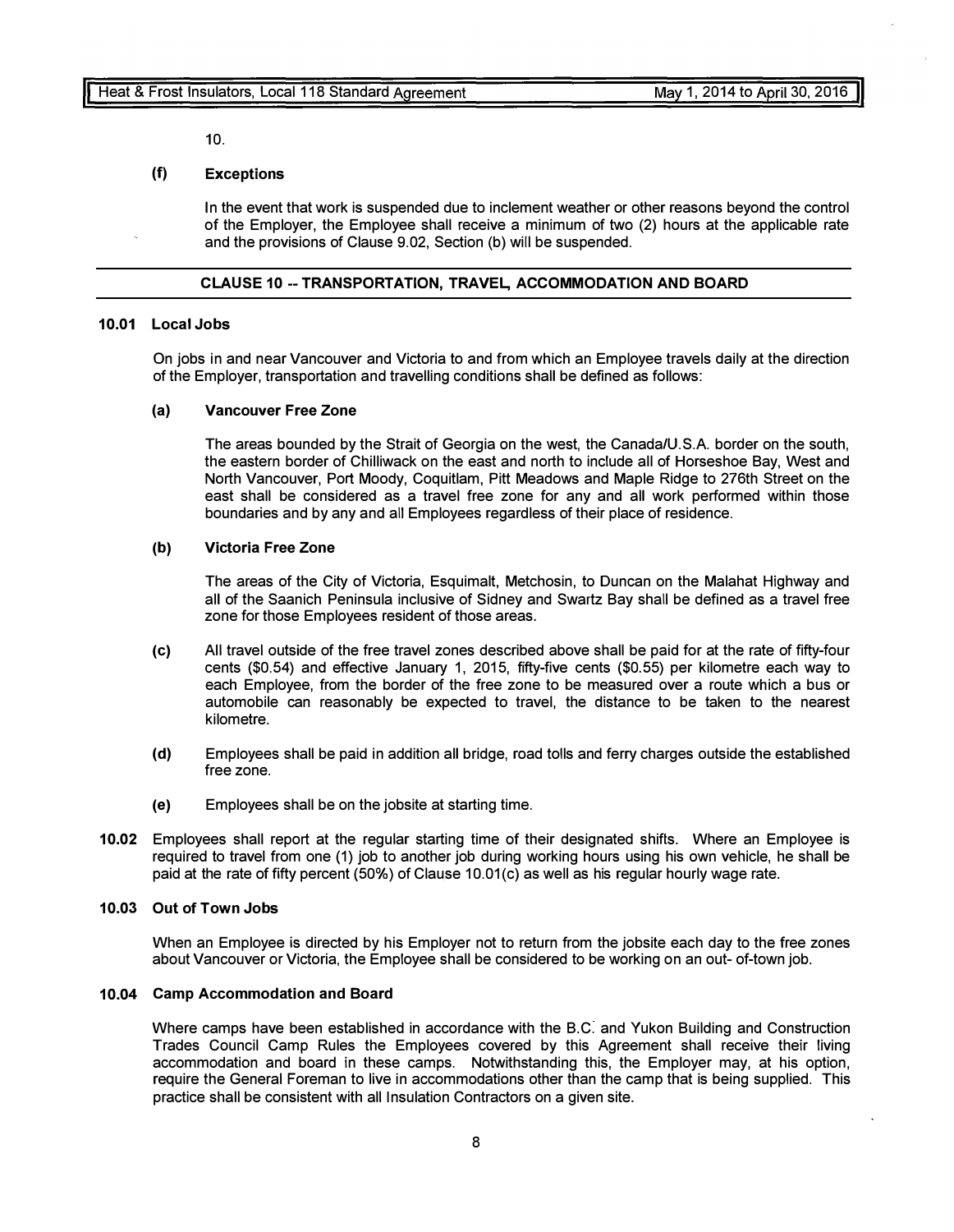10.

### (f) Exceptions

In the event that work is suspended due to inclement weather or other reasons beyond the control of the Employer, the Employee shall receive a minimum of two (2) hours at the applicable rate and the provisions of Clause 9.02, Section (b) will be suspended.

## CLAUSE 10 -- TRANSPORTATION, TRAVEL, ACCOMMODATION AND BOARD

### 10.01 Local Jobs

On jobs in and near Vancouver and Victoria to and from which an Employee travels daily at the direction of the Employer, transportation and travelling conditions shall be defined as follows:

**(a) Vancouver Free Zone**

The areas bounded by the Strait of Georgia on the west, the Canada/U.S.A. border on the south, the eastern border of Chilliwack on the east and north to include all of Horseshoe Bay, West and North Vancouver, Port Moody, Coquitlam, Pitt Meadows and Maple Ridge to 276th Street on the east shall be considered as a travel free zone for any and all work performed within those boundaries and by any and all Employees regardless of their place of residence.

**(b) Victoria Free Zone**

The areas of the City of Victoria, Esquimalt, Metchosin, to Duncan on the Malahat Highway and all of the Saanich Peninsula inclusive of Sidney and Swartz Bay shall be defined as a travel free zone for those Employees resident of those areas.

**(c)** All travel outside of the free travel zones described above shall be paid for at the rate of fifty-four cents ($0.54) and effective January 1, 2015, fifty-five cents ($0.55) per kilometre each way to each Employee, from the border of the free zone to be measured over a route which a bus or automobile can reasonably be expected to travel, the distance to be taken to the nearest kilometre.

**(d)** Employees shall be paid in addition all bridge, road tolls and ferry charges outside the established free zone.

**(e)** Employees shall be on the jobsite at starting time.

**10.02** Employees shall report at the regular starting time of their designated shifts. Where an Employee is required to travel from one (1) job to another job during working hours using his own vehicle, he shall be paid at the rate of fifty percent (50%) of Clause 10.01(c) as well as his regular hourly wage rate.

### 10.03 Out of Town Jobs

When an Employee is directed by his Employer not to return from the jobsite each day to the free zones about Vancouver or Victoria, the Employee shall be considered to be working on an out- of-town job.

### 10.04 Camp Accommodation and Board

Where camps have been established in accordance with the B.C. and Yukon Building and Construction Trades Council Camp Rules the Employees covered by this Agreement shall receive their living accommodation and board in these camps. Notwithstanding this, the Employer may, at his option, require the General Foreman to live in accommodations other than the camp that is being supplied. This practice shall be consistent with all Insulation Contractors on a given site.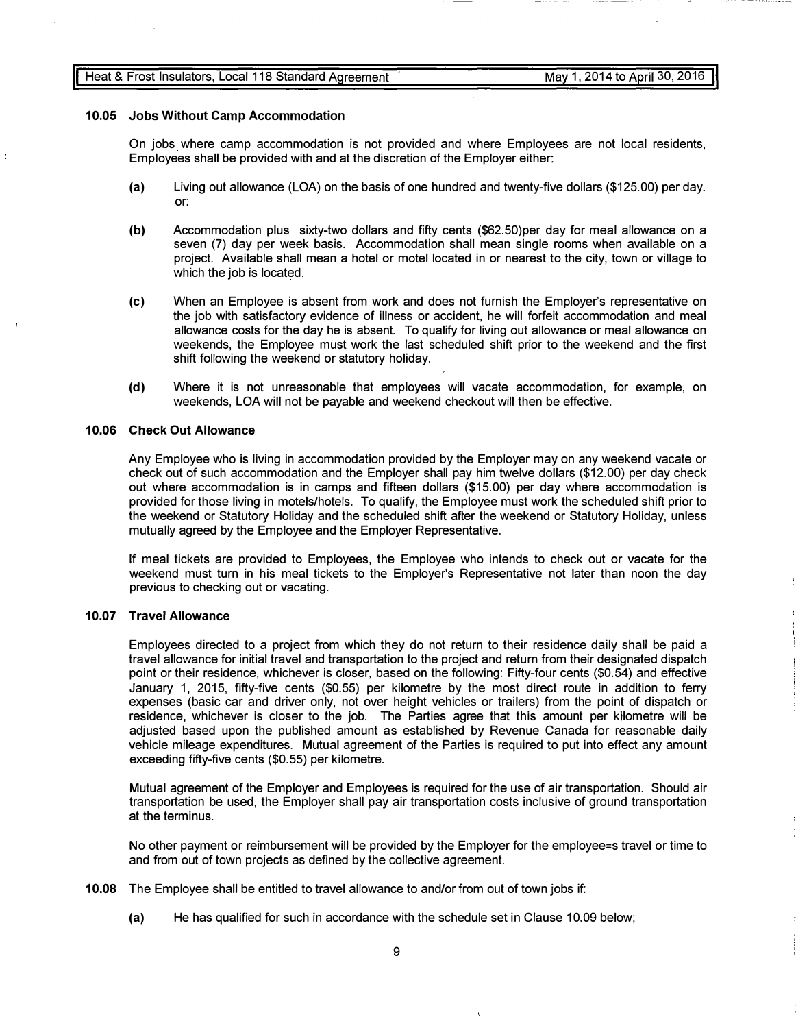### 10.05 Jobs Without Camp Accommodation

On jobs where camp accommodation is not provided and where Employees are not local residents, Employees shall be provided with and at the discretion of the Employer either:

**(a)** Living out allowance (LOA) on the basis of one hundred and twenty-five dollars ($125.00) per day. or:

**(b)** Accommodation plus sixty-two dollars and fifty cents ($62.50)per day for meal allowance on a seven (7) day per week basis. Accommodation shall mean single rooms when available on a project. Available shall mean a hotel or motel located in or nearest to the city, town or village to which the job is located.

**(c)** When an Employee is absent from work and does not furnish the Employer's representative on the job with satisfactory evidence of illness or accident, he will forfeit accommodation and meal allowance costs for the day he is absent. To qualify for living out allowance or meal allowance on weekends, the Employee must work the last scheduled shift prior to the weekend and the first shift following the weekend or statutory holiday.

**(d)** Where it is not unreasonable that employees will vacate accommodation, for example, on weekends, LOA will not be payable and weekend checkout will then be effective.

### 10.06 Check Out Allowance

Any Employee who is living in accommodation provided by the Employer may on any weekend vacate or check out of such accommodation and the Employer shall pay him twelve dollars ($12.00) per day check out where accommodation is in camps and fifteen dollars ($15.00) per day where accommodation is provided for those living in motels/hotels. To qualify, the Employee must work the scheduled shift prior to the weekend or Statutory Holiday and the scheduled shift after the weekend or Statutory Holiday, unless mutually agreed by the Employee and the Employer Representative.

If meal tickets are provided to Employees, the Employee who intends to check out or vacate for the weekend must turn in his meal tickets to the Employer's Representative not later than noon the day previous to checking out or vacating.

### 10.07 Travel Allowance

Employees directed to a project from which they do not return to their residence daily shall be paid a travel allowance for initial travel and transportation to the project and return from their designated dispatch point or their residence, whichever is closer, based on the following: Fifty-four cents ($0.54) and effective January 1, 2015, fifty-five cents ($0.55) per kilometre by the most direct route in addition to ferry expenses (basic car and driver only, not over height vehicles or trailers) from the point of dispatch or residence, whichever is closer to the job. The Parties agree that this amount per kilometre will be adjusted based upon the published amount as established by Revenue Canada for reasonable daily vehicle mileage expenditures. Mutual agreement of the Parties is required to put into effect any amount exceeding fifty-five cents ($0.55) per kilometre.

Mutual agreement of the Employer and Employees is required for the use of air transportation. Should air transportation be used, the Employer shall pay air transportation costs inclusive of ground transportation at the terminus.

No other payment or reimbursement will be provided by the Employer for the employee=s travel or time to and from out of town projects as defined by the collective agreement.

**10.08** The Employee shall be entitled to travel allowance to and/or from out of town jobs if:

**(a)** He has qualified for such in accordance with the schedule set in Clause 10.09 below;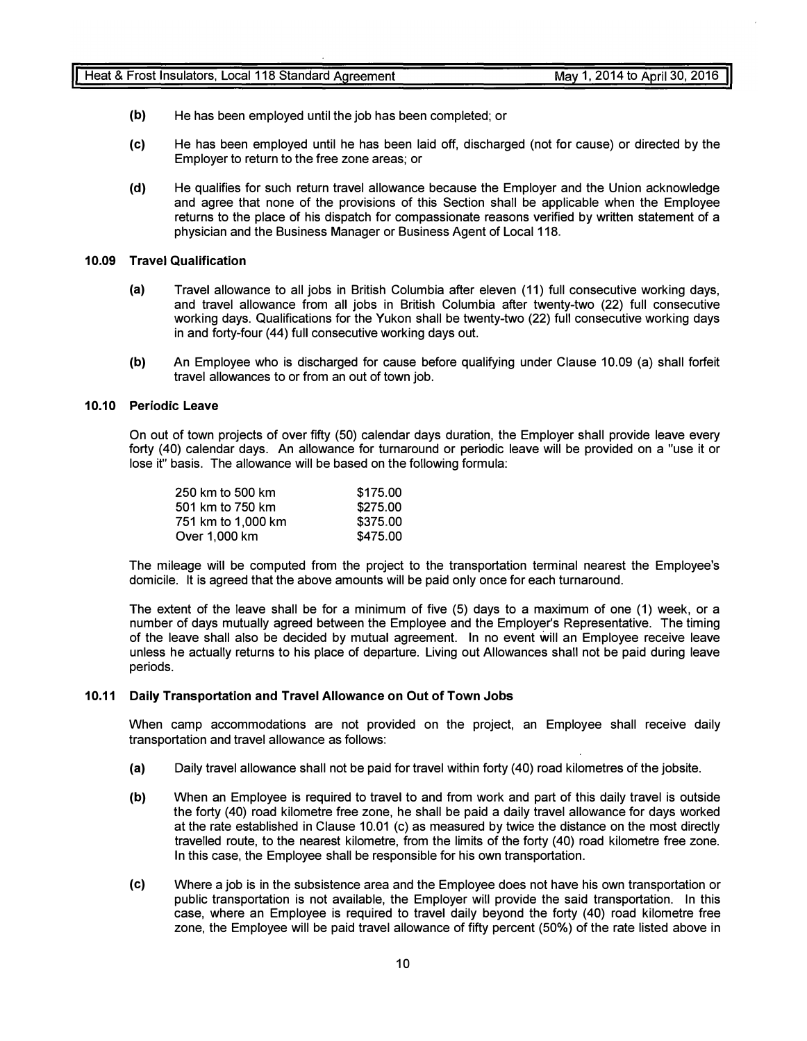**(b)** He has been employed until the job has been completed; or

**(c)** He has been employed until he has been laid off, discharged (not for cause) or directed by the Employer to return to the free zone areas; or

**(d)** He qualifies for such return travel allowance because the Employer and the Union acknowledge and agree that none of the provisions of this Section shall be applicable when the Employee returns to the place of his dispatch for compassionate reasons verified by written statement of a physician and the Business Manager or Business Agent of Local 118.

### 10.09 Travel Qualification

**(a)** Travel allowance to all jobs in British Columbia after eleven (11) full consecutive working days, and travel allowance from all jobs in British Columbia after twenty-two (22) full consecutive working days. Qualifications for the Yukon shall be twenty-two (22) full consecutive working days in and forty-four (44) full consecutive working days out.

**(b)** An Employee who is discharged for cause before qualifying under Clause 10.09 (a) shall forfeit travel allowances to or from an out of town job.

### 10.10 Periodic Leave

On out of town projects of over fifty (50) calendar days duration, the Employer shall provide leave every forty (40) calendar days. An allowance for turnaround or periodic leave will be provided on a "use it or lose it" basis. The allowance will be based on the following formula:

| | |
|---|---|
| 250 km to 500 km | $175.00 |
| 501 km to 750 km | $275.00 |
| 751 km to 1,000 km | $375.00 |
| Over 1,000 km | $475.00 |

The mileage will be computed from the project to the transportation terminal nearest the Employee's domicile. It is agreed that the above amounts will be paid only once for each turnaround.

The extent of the leave shall be for a minimum of five (5) days to a maximum of one (1) week, or a number of days mutually agreed between the Employee and the Employer's Representative. The timing of the leave shall also be decided by mutual agreement. In no event will an Employee receive leave unless he actually returns to his place of departure. Living out Allowances shall not be paid during leave periods.

### 10.11 Daily Transportation and Travel Allowance on Out of Town Jobs

When camp accommodations are not provided on the project, an Employee shall receive daily transportation and travel allowance as follows:

**(a)** Daily travel allowance shall not be paid for travel within forty (40) road kilometres of the jobsite.

**(b)** When an Employee is required to travel to and from work and part of this daily travel is outside the forty (40) road kilometre free zone, he shall be paid a daily travel allowance for days worked at the rate established in Clause 10.01 (c) as measured by twice the distance on the most directly travelled route, to the nearest kilometre, from the limits of the forty (40) road kilometre free zone. In this case, the Employee shall be responsible for his own transportation.

**(c)** Where a job is in the subsistence area and the Employee does not have his own transportation or public transportation is not available, the Employer will provide the said transportation. In this case, where an Employee is required to travel daily beyond the forty (40) road kilometre free zone, the Employee will be paid travel allowance of fifty percent (50%) of the rate listed above in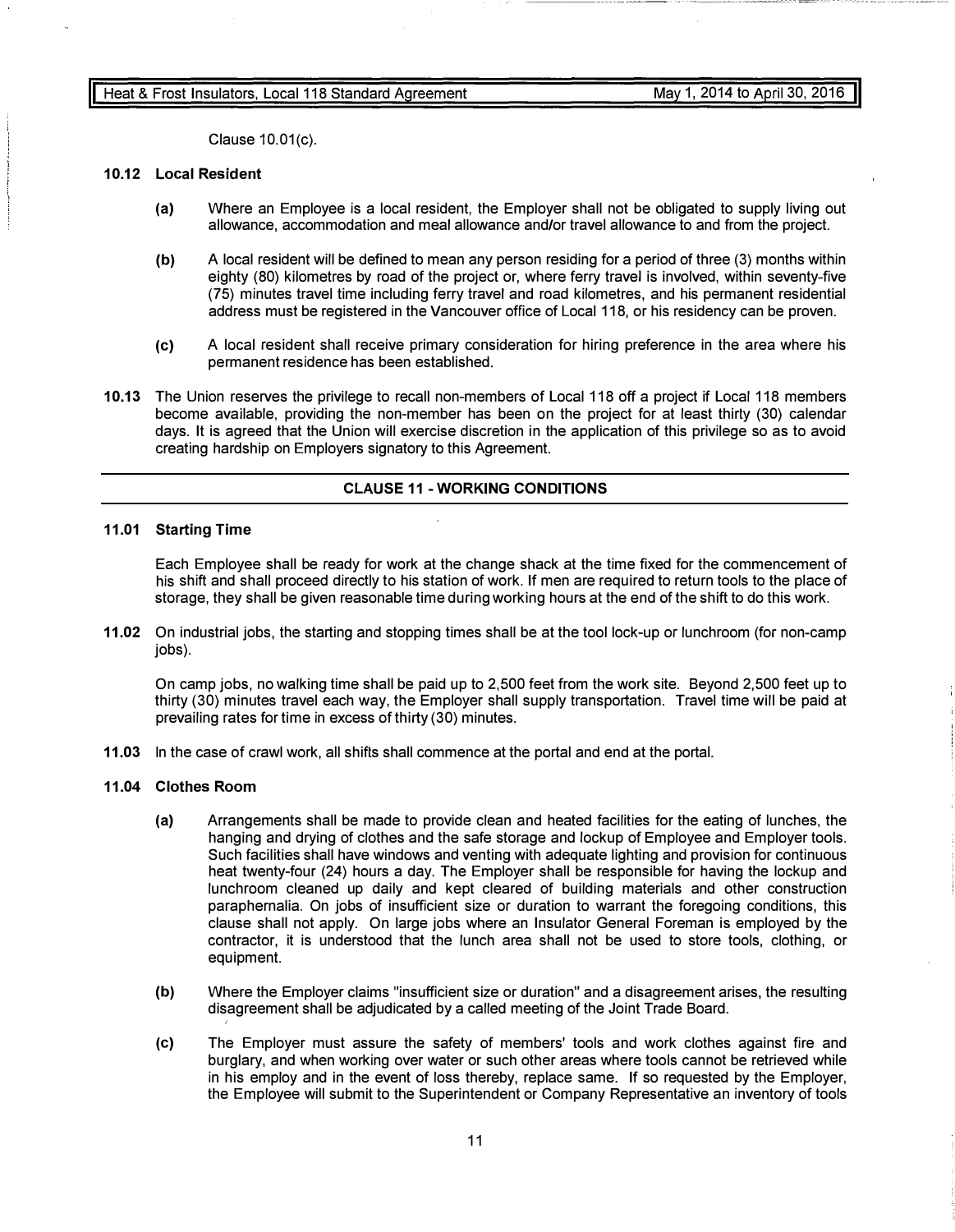Clause 10.01(c).

### 10.12 Local Resident

**(a)** Where an Employee is a local resident, the Employer shall not be obligated to supply living out allowance, accommodation and meal allowance and/or travel allowance to and from the project.

**(b)** A local resident will be defined to mean any person residing for a period of three (3) months within eighty (80) kilometres by road of the project or, where ferry travel is involved, within seventy-five (75) minutes travel time including ferry travel and road kilometres, and his permanent residential address must be registered in the Vancouver office of Local 118, or his residency can be proven.

**(c)** A local resident shall receive primary consideration for hiring preference in the area where his permanent residence has been established.

**10.13** The Union reserves the privilege to recall non-members of Local 118 off a project if Local 118 members become available, providing the non-member has been on the project for at least thirty (30) calendar days. It is agreed that the Union will exercise discretion in the application of this privilege so as to avoid creating hardship on Employers signatory to this Agreement.

## CLAUSE 11 - WORKING CONDITIONS

### 11.01 Starting Time

Each Employee shall be ready for work at the change shack at the time fixed for the commencement of his shift and shall proceed directly to his station of work. If men are required to return tools to the place of storage, they shall be given reasonable time during working hours at the end of the shift to do this work.

**11.02** On industrial jobs, the starting and stopping times shall be at the tool lock-up or lunchroom (for non-camp jobs).

On camp jobs, no walking time shall be paid up to 2,500 feet from the work site. Beyond 2,500 feet up to thirty (30) minutes travel each way, the Employer shall supply transportation. Travel time will be paid at prevailing rates for time in excess of thirty (30) minutes.

**11.03** In the case of crawl work, all shifts shall commence at the portal and end at the portal.

### 11.04 Clothes Room

**(a)** Arrangements shall be made to provide clean and heated facilities for the eating of lunches, the hanging and drying of clothes and the safe storage and lockup of Employee and Employer tools. Such facilities shall have windows and venting with adequate lighting and provision for continuous heat twenty-four (24) hours a day. The Employer shall be responsible for having the lockup and lunchroom cleaned up daily and kept cleared of building materials and other construction paraphernalia. On jobs of insufficient size or duration to warrant the foregoing conditions, this clause shall not apply. On large jobs where an Insulator General Foreman is employed by the contractor, it is understood that the lunch area shall not be used to store tools, clothing, or equipment.

**(b)** Where the Employer claims "insufficient size or duration" and a disagreement arises, the resulting disagreement shall be adjudicated by a called meeting of the Joint Trade Board.

**(c)** The Employer must assure the safety of members' tools and work clothes against fire and burglary, and when working over water or such other areas where tools cannot be retrieved while in his employ and in the event of loss thereby, replace same. If so requested by the Employer, the Employee will submit to the Superintendent or Company Representative an inventory of tools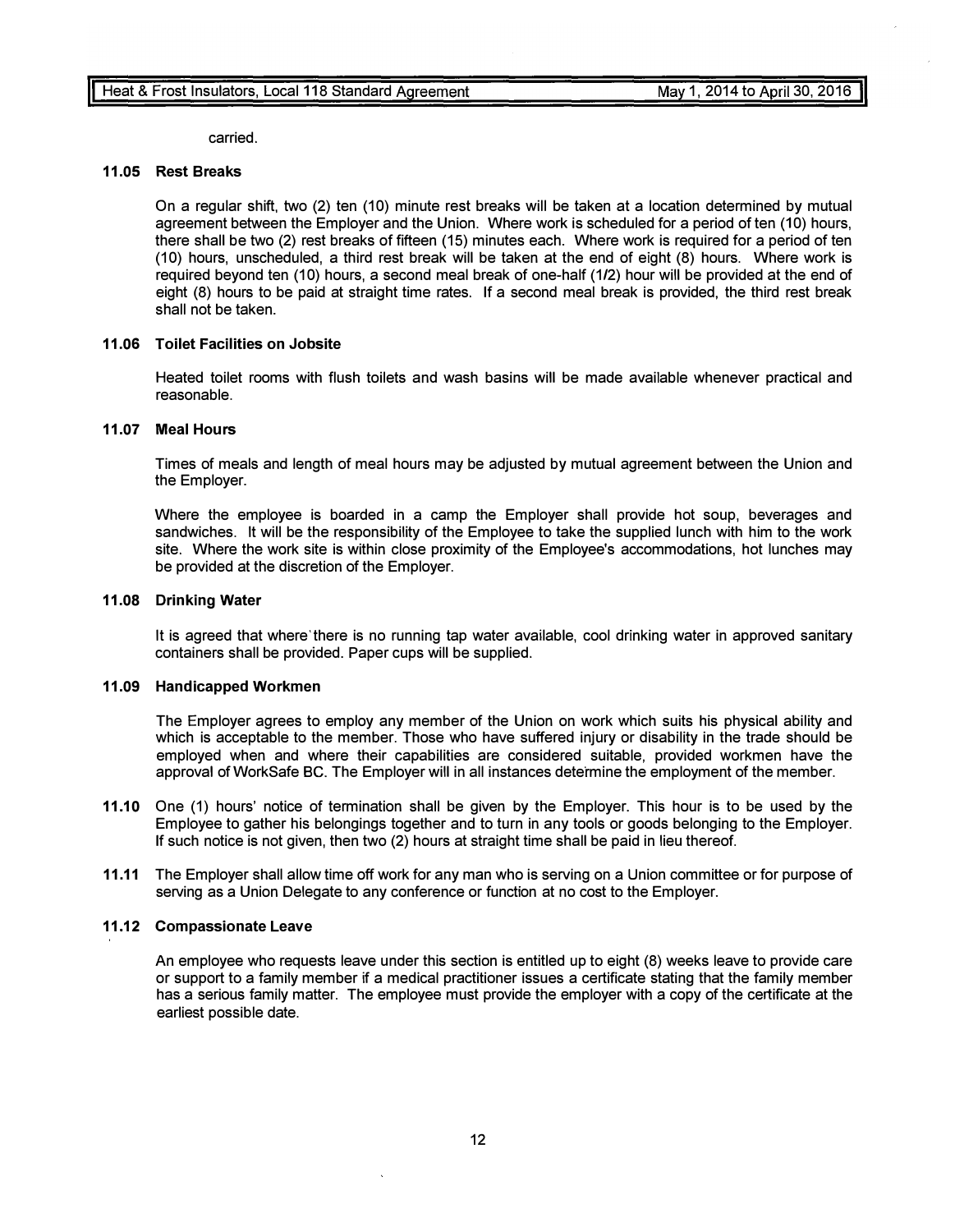carried.

### 11.05 Rest Breaks

On a regular shift, two (2) ten (10) minute rest breaks will be taken at a location determined by mutual agreement between the Employer and the Union. Where work is scheduled for a period of ten (10) hours, there shall be two (2) rest breaks of fifteen (15) minutes each. Where work is required for a period of ten (10) hours, unscheduled, a third rest break will be taken at the end of eight (8) hours. Where work is required beyond ten (10) hours, a second meal break of one-half (1/2) hour will be provided at the end of eight (8) hours to be paid at straight time rates. If a second meal break is provided, the third rest break shall not be taken.

### 11.06 Toilet Facilities on Jobsite

Heated toilet rooms with flush toilets and wash basins will be made available whenever practical and reasonable.

### 11.07 Meal Hours

Times of meals and length of meal hours may be adjusted by mutual agreement between the Union and the Employer.

Where the employee is boarded in a camp the Employer shall provide hot soup, beverages and sandwiches. It will be the responsibility of the Employee to take the supplied lunch with him to the work site. Where the work site is within close proximity of the Employee's accommodations, hot lunches may be provided at the discretion of the Employer.

### 11.08 Drinking Water

It is agreed that where there is no running tap water available, cool drinking water in approved sanitary containers shall be provided. Paper cups will be supplied.

### 11.09 Handicapped Workmen

The Employer agrees to employ any member of the Union on work which suits his physical ability and which is acceptable to the member. Those who have suffered injury or disability in the trade should be employed when and where their capabilities are considered suitable, provided workmen have the approval of WorkSafe BC. The Employer will in all instances determine the employment of the member.

**11.10** One (1) hours' notice of termination shall be given by the Employer. This hour is to be used by the Employee to gather his belongings together and to turn in any tools or goods belonging to the Employer. If such notice is not given, then two (2) hours at straight time shall be paid in lieu thereof.

**11.11** The Employer shall allow time off work for any man who is serving on a Union committee or for purpose of serving as a Union Delegate to any conference or function at no cost to the Employer.

### 11.12 Compassionate Leave

An employee who requests leave under this section is entitled up to eight (8) weeks leave to provide care or support to a family member if a medical practitioner issues a certificate stating that the family member has a serious family matter. The employee must provide the employer with a copy of the certificate at the earliest possible date.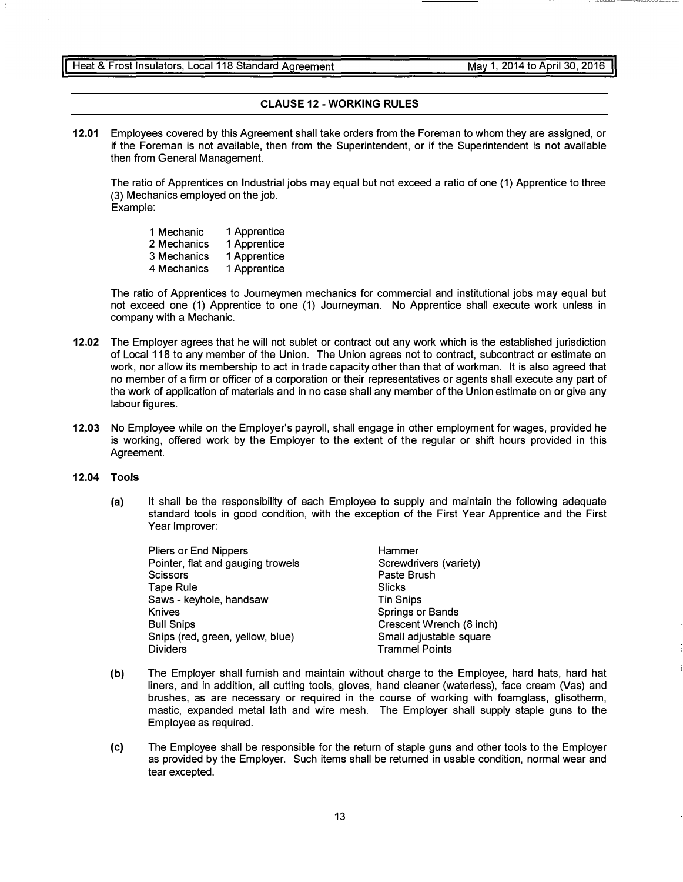## CLAUSE 12 - WORKING RULES

**12.01** Employees covered by this Agreement shall take orders from the Foreman to whom they are assigned, or if the Foreman is not available, then from the Superintendent, or if the Superintendent is not available then from General Management.

The ratio of Apprentices on Industrial jobs may equal but not exceed a ratio of one (1) Apprentice to three (3) Mechanics employed on the job.
Example:

| | |
|---|---|
| 1 Mechanic | 1 Apprentice |
| 2 Mechanics | 1 Apprentice |
| 3 Mechanics | 1 Apprentice |
| 4 Mechanics | 1 Apprentice |

The ratio of Apprentices to Journeymen mechanics for commercial and institutional jobs may equal but not exceed one (1) Apprentice to one (1) Journeyman. No Apprentice shall execute work unless in company with a Mechanic.

**12.02** The Employer agrees that he will not sublet or contract out any work which is the established jurisdiction of Local 118 to any member of the Union. The Union agrees not to contract, subcontract or estimate on work, nor allow its membership to act in trade capacity other than that of workman. It is also agreed that no member of a firm or officer of a corporation or their representatives or agents shall execute any part of the work of application of materials and in no case shall any member of the Union estimate on or give any labour figures.

**12.03** No Employee while on the Employer's payroll, shall engage in other employment for wages, provided he is working, offered work by the Employer to the extent of the regular or shift hours provided in this Agreement.

**12.04 Tools**

**(a)** It shall be the responsibility of each Employee to supply and maintain the following adequate standard tools in good condition, with the exception of the First Year Apprentice and the First Year Improver:

| | |
|---|---|
| Pliers or End Nippers | Hammer |
| Pointer, flat and gauging trowels | Screwdrivers (variety) |
| Scissors | Paste Brush |
| Tape Rule | Slicks |
| Saws - keyhole, handsaw | Tin Snips |
| Knives | Springs or Bands |
| Bull Snips | Crescent Wrench (8 inch) |
| Snips (red, green, yellow, blue) | Small adjustable square |
| Dividers | Trammel Points |

**(b)** The Employer shall furnish and maintain without charge to the Employee, hard hats, hard hat liners, and in addition, all cutting tools, gloves, hand cleaner (waterless), face cream (Vas) and brushes, as are necessary or required in the course of working with foamglass, glisotherm, mastic, expanded metal lath and wire mesh. The Employer shall supply staple guns to the Employee as required.

**(c)** The Employee shall be responsible for the return of staple guns and other tools to the Employer as provided by the Employer. Such items shall be returned in usable condition, normal wear and tear excepted.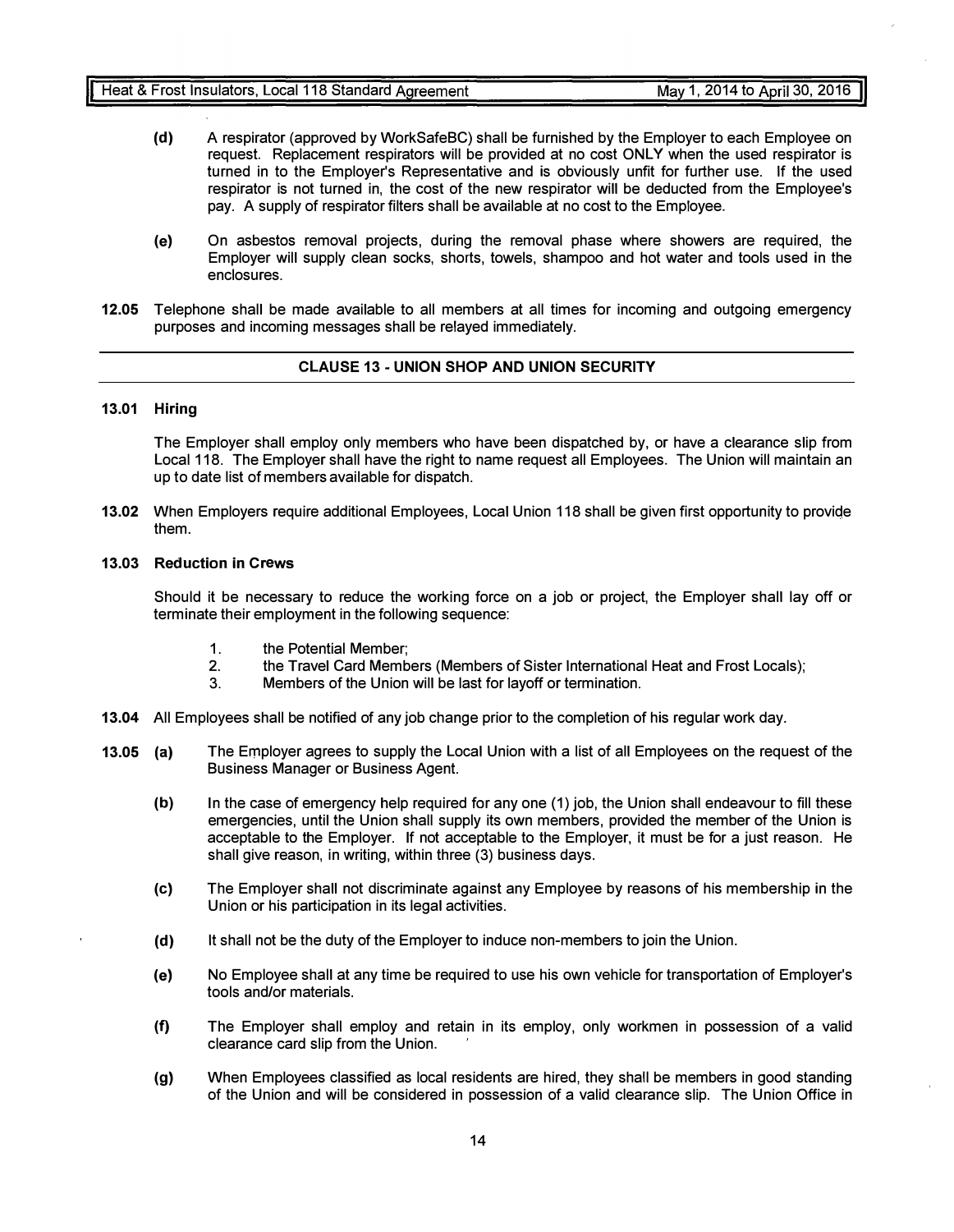**(d)** A respirator (approved by WorkSafeBC) shall be furnished by the Employer to each Employee on request. Replacement respirators will be provided at no cost ONLY when the used respirator is turned in to the Employer's Representative and is obviously unfit for further use. If the used respirator is not turned in, the cost of the new respirator will be deducted from the Employee's pay. A supply of respirator filters shall be available at no cost to the Employee.

**(e)** On asbestos removal projects, during the removal phase where showers are required, the Employer will supply clean socks, shorts, towels, shampoo and hot water and tools used in the enclosures.

**12.05** Telephone shall be made available to all members at all times for incoming and outgoing emergency purposes and incoming messages shall be relayed immediately.

## CLAUSE 13 - UNION SHOP AND UNION SECURITY

**13.01 Hiring**

The Employer shall employ only members who have been dispatched by, or have a clearance slip from Local 118. The Employer shall have the right to name request all Employees. The Union will maintain an up to date list of members available for dispatch.

**13.02** When Employers require additional Employees, Local Union 118 shall be given first opportunity to provide them.

**13.03 Reduction in Crews**

Should it be necessary to reduce the working force on a job or project, the Employer shall lay off or terminate their employment in the following sequence:

1. the Potential Member;
2. the Travel Card Members (Members of Sister International Heat and Frost Locals);
3. Members of the Union will be last for layoff or termination.

**13.04** All Employees shall be notified of any job change prior to the completion of his regular work day.

**13.05 (a)** The Employer agrees to supply the Local Union with a list of all Employees on the request of the Business Manager or Business Agent.

**(b)** In the case of emergency help required for any one (1) job, the Union shall endeavour to fill these emergencies, until the Union shall supply its own members, provided the member of the Union is acceptable to the Employer. If not acceptable to the Employer, it must be for a just reason. He shall give reason, in writing, within three (3) business days.

**(c)** The Employer shall not discriminate against any Employee by reasons of his membership in the Union or his participation in its legal activities.

**(d)** It shall not be the duty of the Employer to induce non-members to join the Union.

**(e)** No Employee shall at any time be required to use his own vehicle for transportation of Employer's tools and/or materials.

**(f)** The Employer shall employ and retain in its employ, only workmen in possession of a valid clearance card slip from the Union.

**(g)** When Employees classified as local residents are hired, they shall be members in good standing of the Union and will be considered in possession of a valid clearance slip. The Union Office in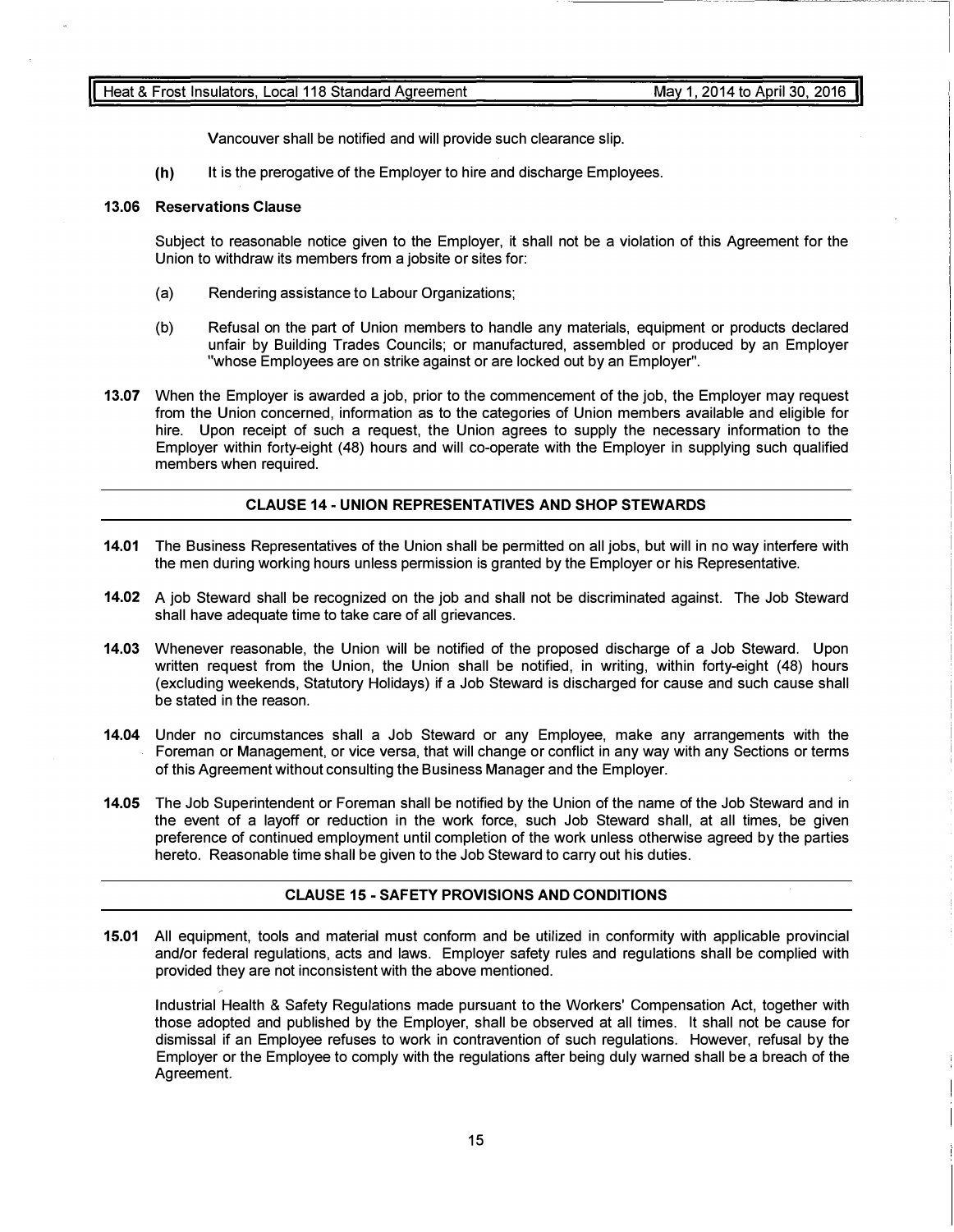Vancouver shall be notified and will provide such clearance slip.

**(h)** It is the prerogative of the Employer to hire and discharge Employees.

**13.06 Reservations Clause**

Subject to reasonable notice given to the Employer, it shall not be a violation of this Agreement for the Union to withdraw its members from a jobsite or sites for:

(a) Rendering assistance to Labour Organizations;

(b) Refusal on the part of Union members to handle any materials, equipment or products declared unfair by Building Trades Councils; or manufactured, assembled or produced by an Employer "whose Employees are on strike against or are locked out by an Employer".

**13.07** When the Employer is awarded a job, prior to the commencement of the job, the Employer may request from the Union concerned, information as to the categories of Union members available and eligible for hire. Upon receipt of such a request, the Union agrees to supply the necessary information to the Employer within forty-eight (48) hours and will co-operate with the Employer in supplying such qualified members when required.

## CLAUSE 14 - UNION REPRESENTATIVES AND SHOP STEWARDS

**14.01** The Business Representatives of the Union shall be permitted on all jobs, but will in no way interfere with the men during working hours unless permission is granted by the Employer or his Representative.

**14.02** A job Steward shall be recognized on the job and shall not be discriminated against. The Job Steward shall have adequate time to take care of all grievances.

**14.03** Whenever reasonable, the Union will be notified of the proposed discharge of a Job Steward. Upon written request from the Union, the Union shall be notified, in writing, within forty-eight (48) hours (excluding weekends, Statutory Holidays) if a Job Steward is discharged for cause and such cause shall be stated in the reason.

**14.04** Under no circumstances shall a Job Steward or any Employee, make any arrangements with the Foreman or Management, or vice versa, that will change or conflict in any way with any Sections or terms of this Agreement without consulting the Business Manager and the Employer.

**14.05** The Job Superintendent or Foreman shall be notified by the Union of the name of the Job Steward and in the event of a layoff or reduction in the work force, such Job Steward shall, at all times, be given preference of continued employment until completion of the work unless otherwise agreed by the parties hereto. Reasonable time shall be given to the Job Steward to carry out his duties.

## CLAUSE 15 - SAFETY PROVISIONS AND CONDITIONS

**15.01** All equipment, tools and material must conform and be utilized in conformity with applicable provincial and/or federal regulations, acts and laws. Employer safety rules and regulations shall be complied with provided they are not inconsistent with the above mentioned.

Industrial Health & Safety Regulations made pursuant to the Workers' Compensation Act, together with those adopted and published by the Employer, shall be observed at all times. It shall not be cause for dismissal if an Employee refuses to work in contravention of such regulations. However, refusal by the Employer or the Employee to comply with the regulations after being duly warned shall be a breach of the Agreement.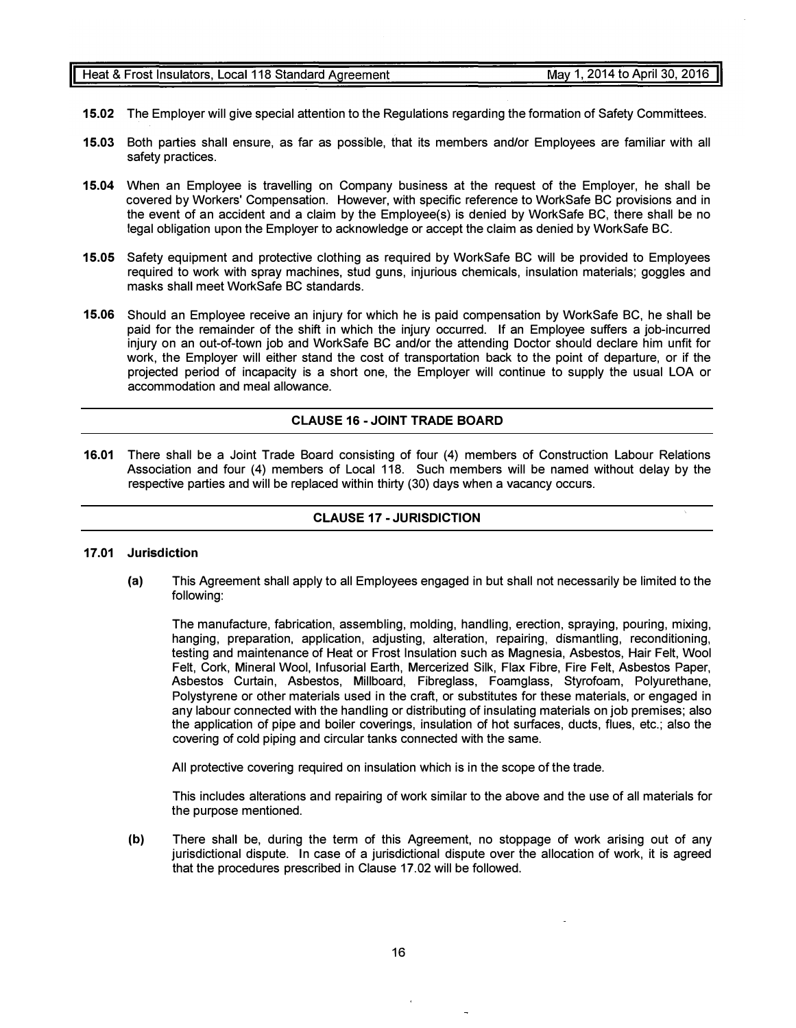**15.02** The Employer will give special attention to the Regulations regarding the formation of Safety Committees.

**15.03** Both parties shall ensure, as far as possible, that its members and/or Employees are familiar with all safety practices.

**15.04** When an Employee is travelling on Company business at the request of the Employer, he shall be covered by Workers' Compensation. However, with specific reference to WorkSafe BC provisions and in the event of an accident and a claim by the Employee(s) is denied by WorkSafe BC, there shall be no legal obligation upon the Employer to acknowledge or accept the claim as denied by WorkSafe BC.

**15.05** Safety equipment and protective clothing as required by WorkSafe BC will be provided to Employees required to work with spray machines, stud guns, injurious chemicals, insulation materials; goggles and masks shall meet WorkSafe BC standards.

**15.06** Should an Employee receive an injury for which he is paid compensation by WorkSafe BC, he shall be paid for the remainder of the shift in which the injury occurred. If an Employee suffers a job-incurred injury on an out-of-town job and WorkSafe BC and/or the attending Doctor should declare him unfit for work, the Employer will either stand the cost of transportation back to the point of departure, or if the projected period of incapacity is a short one, the Employer will continue to supply the usual LOA or accommodation and meal allowance.

## CLAUSE 16 - JOINT TRADE BOARD

**16.01** There shall be a Joint Trade Board consisting of four (4) members of Construction Labour Relations Association and four (4) members of Local 118. Such members will be named without delay by the respective parties and will be replaced within thirty (30) days when a vacancy occurs.

## CLAUSE 17 - JURISDICTION

**17.01 Jurisdiction**

**(a)** This Agreement shall apply to all Employees engaged in but shall not necessarily be limited to the following:

The manufacture, fabrication, assembling, molding, handling, erection, spraying, pouring, mixing, hanging, preparation, application, adjusting, alteration, repairing, dismantling, reconditioning, testing and maintenance of Heat or Frost Insulation such as Magnesia, Asbestos, Hair Felt, Wool Felt, Cork, Mineral Wool, Infusorial Earth, Mercerized Silk, Flax Fibre, Fire Felt, Asbestos Paper, Asbestos Curtain, Asbestos, Millboard, Fibreglass, Foamglass, Styrofoam, Polyurethane, Polystyrene or other materials used in the craft, or substitutes for these materials, or engaged in any labour connected with the handling or distributing of insulating materials on job premises; also the application of pipe and boiler coverings, insulation of hot surfaces, ducts, flues, etc.; also the covering of cold piping and circular tanks connected with the same.

All protective covering required on insulation which is in the scope of the trade.

This includes alterations and repairing of work similar to the above and the use of all materials for the purpose mentioned.

**(b)** There shall be, during the term of this Agreement, no stoppage of work arising out of any jurisdictional dispute. In case of a jurisdictional dispute over the allocation of work, it is agreed that the procedures prescribed in Clause 17.02 will be followed.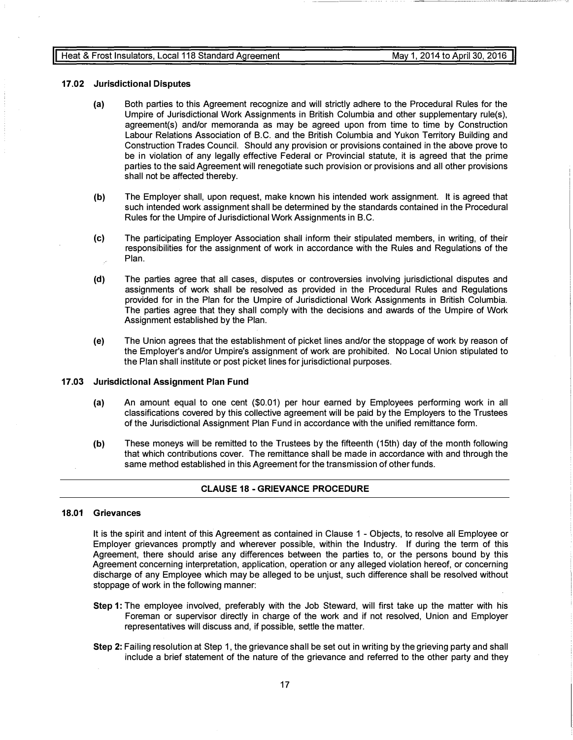### 17.02 Jurisdictional Disputes

**(a)** Both parties to this Agreement recognize and will strictly adhere to the Procedural Rules for the Umpire of Jurisdictional Work Assignments in British Columbia and other supplementary rule(s), agreement(s) and/or memoranda as may be agreed upon from time to time by Construction Labour Relations Association of B.C. and the British Columbia and Yukon Territory Building and Construction Trades Council. Should any provision or provisions contained in the above prove to be in violation of any legally effective Federal or Provincial statute, it is agreed that the prime parties to the said Agreement will renegotiate such provision or provisions and all other provisions shall not be affected thereby.

**(b)** The Employer shall, upon request, make known his intended work assignment. It is agreed that such intended work assignment shall be determined by the standards contained in the Procedural Rules for the Umpire of Jurisdictional Work Assignments in B.C.

**(c)** The participating Employer Association shall inform their stipulated members, in writing, of their responsibilities for the assignment of work in accordance with the Rules and Regulations of the Plan.

**(d)** The parties agree that all cases, disputes or controversies involving jurisdictional disputes and assignments of work shall be resolved as provided in the Procedural Rules and Regulations provided for in the Plan for the Umpire of Jurisdictional Work Assignments in British Columbia. The parties agree that they shall comply with the decisions and awards of the Umpire of Work Assignment established by the Plan.

**(e)** The Union agrees that the establishment of picket lines and/or the stoppage of work by reason of the Employer's and/or Umpire's assignment of work are prohibited. No Local Union stipulated to the Plan shall institute or post picket lines for jurisdictional purposes.

### 17.03 Jurisdictional Assignment Plan Fund

**(a)** An amount equal to one cent ($0.01) per hour earned by Employees performing work in all classifications covered by this collective agreement will be paid by the Employers to the Trustees of the Jurisdictional Assignment Plan Fund in accordance with the unified remittance form.

**(b)** These moneys will be remitted to the Trustees by the fifteenth (15th) day of the month following that which contributions cover. The remittance shall be made in accordance with and through the same method established in this Agreement for the transmission of other funds.

## CLAUSE 18 - GRIEVANCE PROCEDURE

### 18.01 Grievances

It is the spirit and intent of this Agreement as contained in Clause 1 - Objects, to resolve all Employee or Employer grievances promptly and wherever possible, within the Industry. If during the term of this Agreement, there should arise any differences between the parties to, or the persons bound by this Agreement concerning interpretation, application, operation or any alleged violation hereof, or concerning discharge of any Employee which may be alleged to be unjust, such difference shall be resolved without stoppage of work in the following manner:

**Step 1:** The employee involved, preferably with the Job Steward, will first take up the matter with his Foreman or supervisor directly in charge of the work and if not resolved, Union and Employer representatives will discuss and, if possible, settle the matter.

**Step 2:** Failing resolution at Step 1, the grievance shall be set out in writing by the grieving party and shall include a brief statement of the nature of the grievance and referred to the other party and they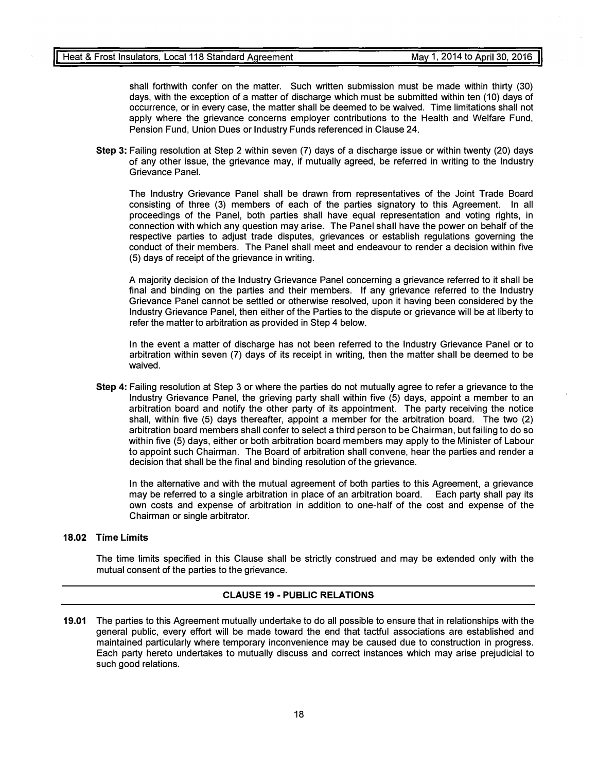shall forthwith confer on the matter. Such written submission must be made within thirty (30) days, with the exception of a matter of discharge which must be submitted within ten (10) days of occurrence, or in every case, the matter shall be deemed to be waived. Time limitations shall not apply where the grievance concerns employer contributions to the Health and Welfare Fund, Pension Fund, Union Dues or Industry Funds referenced in Clause 24.

**Step 3:** Failing resolution at Step 2 within seven (7) days of a discharge issue or within twenty (20) days of any other issue, the grievance may, if mutually agreed, be referred in writing to the Industry Grievance Panel.

The Industry Grievance Panel shall be drawn from representatives of the Joint Trade Board consisting of three (3) members of each of the parties signatory to this Agreement. In all proceedings of the Panel, both parties shall have equal representation and voting rights, in connection with which any question may arise. The Panel shall have the power on behalf of the respective parties to adjust trade disputes, grievances or establish regulations governing the conduct of their members. The Panel shall meet and endeavour to render a decision within five (5) days of receipt of the grievance in writing.

A majority decision of the Industry Grievance Panel concerning a grievance referred to it shall be final and binding on the parties and their members. If any grievance referred to the Industry Grievance Panel cannot be settled or otherwise resolved, upon it having been considered by the Industry Grievance Panel, then either of the Parties to the dispute or grievance will be at liberty to refer the matter to arbitration as provided in Step 4 below.

In the event a matter of discharge has not been referred to the Industry Grievance Panel or to arbitration within seven (7) days of its receipt in writing, then the matter shall be deemed to be waived.

**Step 4:** Failing resolution at Step 3 or where the parties do not mutually agree to refer a grievance to the Industry Grievance Panel, the grieving party shall within five (5) days, appoint a member to an arbitration board and notify the other party of its appointment. The party receiving the notice shall, within five (5) days thereafter, appoint a member for the arbitration board. The two (2) arbitration board members shall confer to select a third person to be Chairman, but failing to do so within five (5) days, either or both arbitration board members may apply to the Minister of Labour to appoint such Chairman. The Board of arbitration shall convene, hear the parties and render a decision that shall be the final and binding resolution of the grievance.

In the alternative and with the mutual agreement of both parties to this Agreement, a grievance may be referred to a single arbitration in place of an arbitration board. Each party shall pay its own costs and expense of arbitration in addition to one-half of the cost and expense of the Chairman or single arbitrator.

### 18.02 Time Limits

The time limits specified in this Clause shall be strictly construed and may be extended only with the mutual consent of the parties to the grievance.

## CLAUSE 19 - PUBLIC RELATIONS

**19.01** The parties to this Agreement mutually undertake to do all possible to ensure that in relationships with the general public, every effort will be made toward the end that tactful associations are established and maintained particularly where temporary inconvenience may be caused due to construction in progress. Each party hereto undertakes to mutually discuss and correct instances which may arise prejudicial to such good relations.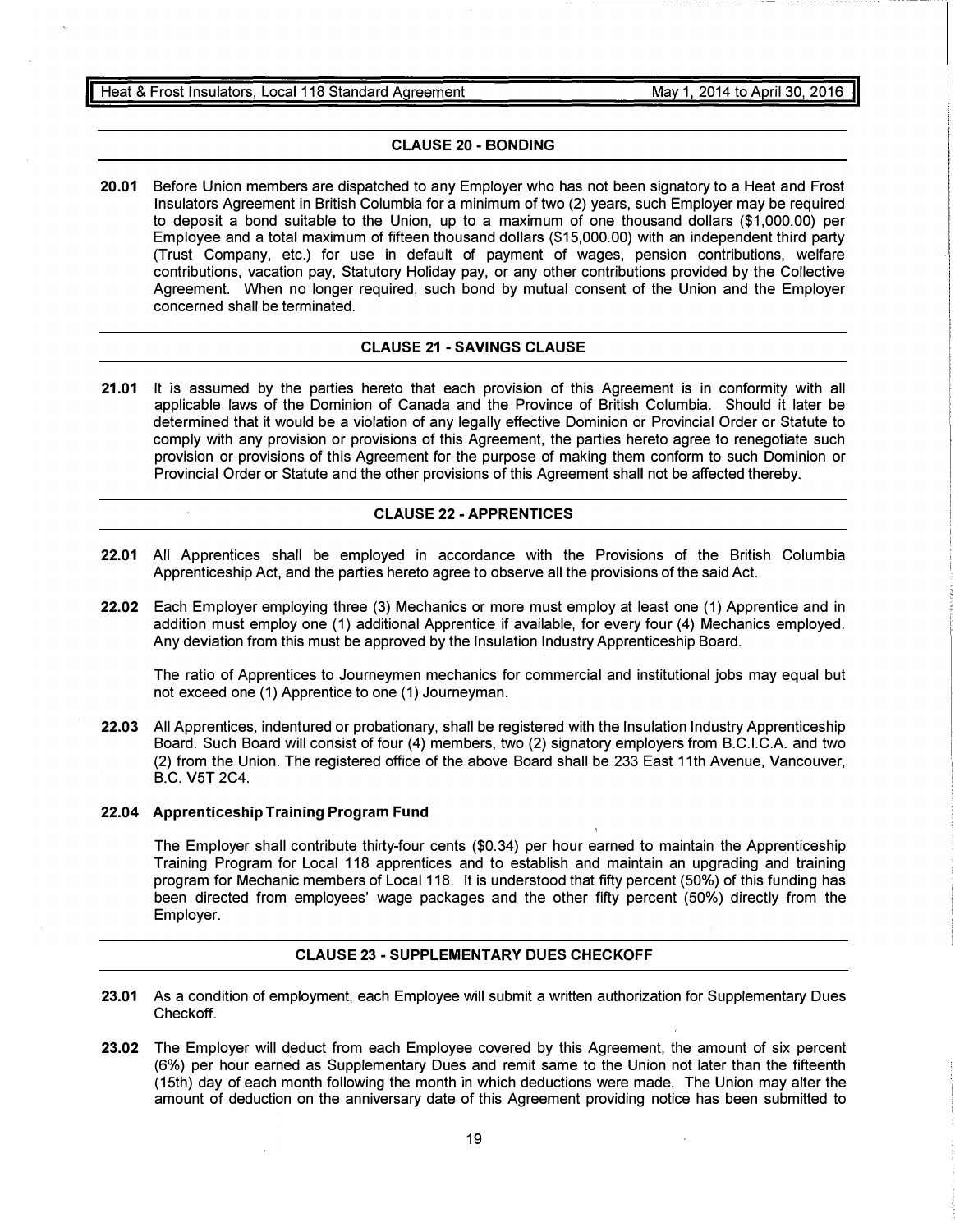## CLAUSE 20 - BONDING

**20.01** Before Union members are dispatched to any Employer who has not been signatory to a Heat and Frost Insulators Agreement in British Columbia for a minimum of two (2) years, such Employer may be required to deposit a bond suitable to the Union, up to a maximum of one thousand dollars ($1,000.00) per Employee and a total maximum of fifteen thousand dollars ($15,000.00) with an independent third party (Trust Company, etc.) for use in default of payment of wages, pension contributions, welfare contributions, vacation pay, Statutory Holiday pay, or any other contributions provided by the Collective Agreement. When no longer required, such bond by mutual consent of the Union and the Employer concerned shall be terminated.

## CLAUSE 21 - SAVINGS CLAUSE

**21.01** It is assumed by the parties hereto that each provision of this Agreement is in conformity with all applicable laws of the Dominion of Canada and the Province of British Columbia. Should it later be determined that it would be a violation of any legally effective Dominion or Provincial Order or Statute to comply with any provision or provisions of this Agreement, the parties hereto agree to renegotiate such provision or provisions of this Agreement for the purpose of making them conform to such Dominion or Provincial Order or Statute and the other provisions of this Agreement shall not be affected thereby.

## CLAUSE 22 - APPRENTICES

**22.01** All Apprentices shall be employed in accordance with the Provisions of the British Columbia Apprenticeship Act, and the parties hereto agree to observe all the provisions of the said Act.

**22.02** Each Employer employing three (3) Mechanics or more must employ at least one (1) Apprentice and in addition must employ one (1) additional Apprentice if available, for every four (4) Mechanics employed. Any deviation from this must be approved by the Insulation Industry Apprenticeship Board.

The ratio of Apprentices to Journeymen mechanics for commercial and institutional jobs may equal but not exceed one (1) Apprentice to one (1) Journeyman.

**22.03** All Apprentices, indentured or probationary, shall be registered with the Insulation Industry Apprenticeship Board. Such Board will consist of four (4) members, two (2) signatory employers from B.C.I.C.A. and two (2) from the Union. The registered office of the above Board shall be 233 East 11th Avenue, Vancouver, B.C. V5T 2C4.

**22.04 Apprenticeship Training Program Fund**

The Employer shall contribute thirty-four cents ($0.34) per hour earned to maintain the Apprenticeship Training Program for Local 118 apprentices and to establish and maintain an upgrading and training program for Mechanic members of Local 118. It is understood that fifty percent (50%) of this funding has been directed from employees' wage packages and the other fifty percent (50%) directly from the Employer.

## CLAUSE 23 - SUPPLEMENTARY DUES CHECKOFF

**23.01** As a condition of employment, each Employee will submit a written authorization for Supplementary Dues Checkoff.

**23.02** The Employer will deduct from each Employee covered by this Agreement, the amount of six percent (6%) per hour earned as Supplementary Dues and remit same to the Union not later than the fifteenth (15th) day of each month following the month in which deductions were made. The Union may alter the amount of deduction on the anniversary date of this Agreement providing notice has been submitted to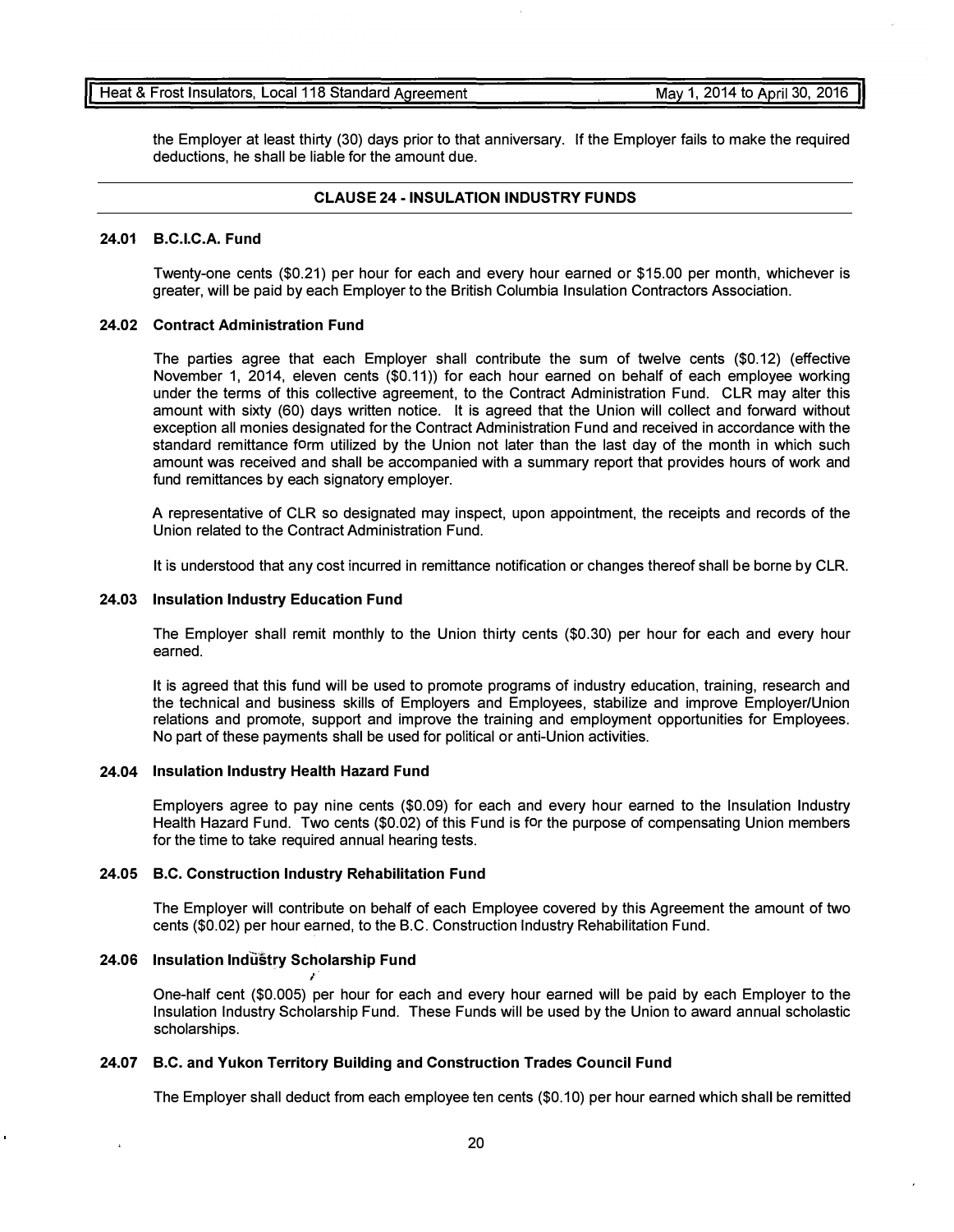the Employer at least thirty (30) days prior to that anniversary. If the Employer fails to make the required deductions, he shall be liable for the amount due.

## CLAUSE 24 - INSULATION INDUSTRY FUNDS

### 24.01 B.C.I.C.A. Fund

Twenty-one cents ($0.21) per hour for each and every hour earned or $15.00 per month, whichever is greater, will be paid by each Employer to the British Columbia Insulation Contractors Association.

### 24.02 Contract Administration Fund

The parties agree that each Employer shall contribute the sum of twelve cents ($0.12) (effective November 1, 2014, eleven cents ($0.11)) for each hour earned on behalf of each employee working under the terms of this collective agreement, to the Contract Administration Fund. CLR may alter this amount with sixty (60) days written notice. It is agreed that the Union will collect and forward without exception all monies designated for the Contract Administration Fund and received in accordance with the standard remittance form utilized by the Union not later than the last day of the month in which such amount was received and shall be accompanied with a summary report that provides hours of work and fund remittances by each signatory employer.

A representative of CLR so designated may inspect, upon appointment, the receipts and records of the Union related to the Contract Administration Fund.

It is understood that any cost incurred in remittance notification or changes thereof shall be borne by CLR.

### 24.03 Insulation Industry Education Fund

The Employer shall remit monthly to the Union thirty cents ($0.30) per hour for each and every hour earned.

It is agreed that this fund will be used to promote programs of industry education, training, research and the technical and business skills of Employers and Employees, stabilize and improve Employer/Union relations and promote, support and improve the training and employment opportunities for Employees. No part of these payments shall be used for political or anti-Union activities.

### 24.04 Insulation Industry Health Hazard Fund

Employers agree to pay nine cents ($0.09) for each and every hour earned to the Insulation Industry Health Hazard Fund. Two cents ($0.02) of this Fund is for the purpose of compensating Union members for the time to take required annual hearing tests.

### 24.05 B.C. Construction Industry Rehabilitation Fund

The Employer will contribute on behalf of each Employee covered by this Agreement the amount of two cents ($0.02) per hour earned, to the B.C. Construction Industry Rehabilitation Fund.

### 24.06 Insulation Industry Scholarship Fund

One-half cent ($0.005) per hour for each and every hour earned will be paid by each Employer to the Insulation Industry Scholarship Fund. These Funds will be used by the Union to award annual scholastic scholarships.

### 24.07 B.C. and Yukon Territory Building and Construction Trades Council Fund

The Employer shall deduct from each employee ten cents ($0.10) per hour earned which shall be remitted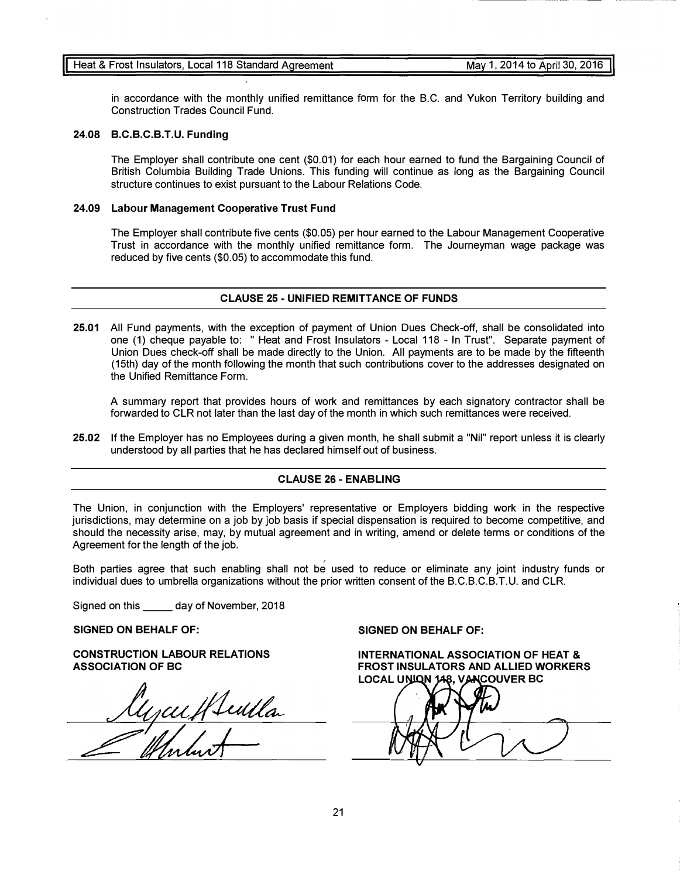in accordance with the monthly unified remittance form for the B.C. and Yukon Territory building and Construction Trades Council Fund.

### 24.08 B.C.B.C.B.T.U. Funding

The Employer shall contribute one cent ($0.01) for each hour earned to fund the Bargaining Council of British Columbia Building Trade Unions. This funding will continue as long as the Bargaining Council structure continues to exist pursuant to the Labour Relations Code.

### 24.09 Labour Management Cooperative Trust Fund

The Employer shall contribute five cents ($0.05) per hour earned to the Labour Management Cooperative Trust in accordance with the monthly unified remittance form. The Journeyman wage package was reduced by five cents ($0.05) to accommodate this fund.

## CLAUSE 25 - UNIFIED REMITTANCE OF FUNDS

**25.01** All Fund payments, with the exception of payment of Union Dues Check-off, shall be consolidated into one (1) cheque payable to: " Heat and Frost Insulators - Local 118 - In Trust". Separate payment of Union Dues check-off shall be made directly to the Union. All payments are to be made by the fifteenth (15th) day of the month following the month that such contributions cover to the addresses designated on the Unified Remittance Form.

A summary report that provides hours of work and remittances by each signatory contractor shall be forwarded to CLR not later than the last day of the month in which such remittances were received.

**25.02** If the Employer has no Employees during a given month, he shall submit a "Nil" report unless it is clearly understood by all parties that he has declared himself out of business.

## CLAUSE 26 - ENABLING

The Union, in conjunction with the Employers' representative or Employers bidding work in the respective jurisdictions, may determine on a job by job basis if special dispensation is required to become competitive, and should the necessity arise, may, by mutual agreement and in writing, amend or delete terms or conditions of the Agreement for the length of the job.

Both parties agree that such enabling shall not be used to reduce or eliminate any joint industry funds or individual dues to umbrella organizations without the prior written consent of the B.C.B.C.B.T.U. and CLR.

Signed on this _____ day of November, 2018

**SIGNED ON BEHALF OF:**

**CONSTRUCTION LABOUR RELATIONS ASSOCIATION OF BC**

______________________________

______________________________

**SIGNED ON BEHALF OF:**

**INTERNATIONAL ASSOCIATION OF HEAT & FROST INSULATORS AND ALLIED WORKERS LOCAL UNION 118, VANCOUVER BC**

______________________________

______________________________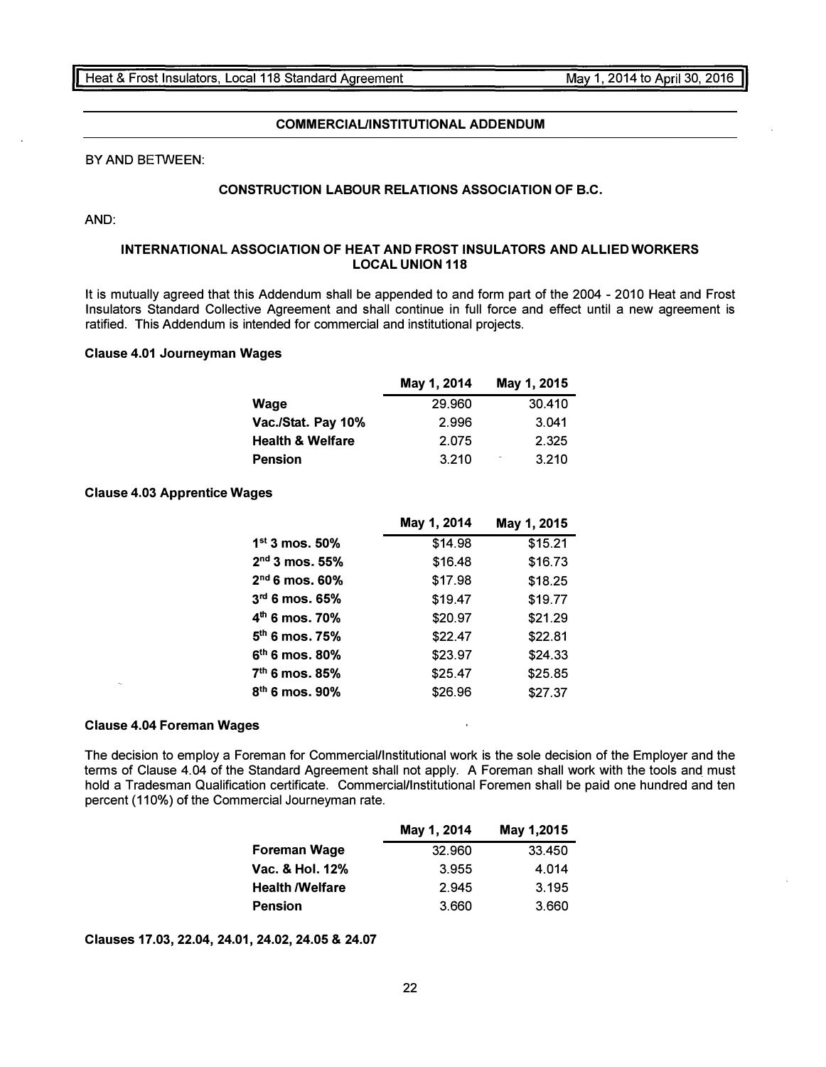## COMMERCIAL/INSTITUTIONAL ADDENDUM

BY AND BETWEEN:

**CONSTRUCTION LABOUR RELATIONS ASSOCIATION OF B.C.**

AND:

**INTERNATIONAL ASSOCIATION OF HEAT AND FROST INSULATORS AND ALLIED WORKERS LOCAL UNION 118**

It is mutually agreed that this Addendum shall be appended to and form part of the 2004 - 2010 Heat and Frost Insulators Standard Collective Agreement and shall continue in full force and effect until a new agreement is ratified. This Addendum is intended for commercial and institutional projects.

**Clause 4.01 Journeyman Wages**

| | May 1, 2014 | May 1, 2015 |
|---|---|---|
| **Wage** | 29.960 | 30.410 |
| **Vac./Stat. Pay 10%** | 2.996 | 3.041 |
| **Health & Welfare** | 2.075 | 2.325 |
| **Pension** | 3.210 | 3.210 |

**Clause 4.03 Apprentice Wages**

| | May 1, 2014 | May 1, 2015 |
|---|---|---|
| **1st 3 mos. 50%** | $14.98 | $15.21 |
| **2nd 3 mos. 55%** | $16.48 | $16.73 |
| **2nd 6 mos. 60%** | $17.98 | $18.25 |
| **3rd 6 mos. 65%** | $19.47 | $19.77 |
| **4th 6 mos. 70%** | $20.97 | $21.29 |
| **5th 6 mos. 75%** | $22.47 | $22.81 |
| **6th 6 mos. 80%** | $23.97 | $24.33 |
| **7th 6 mos. 85%** | $25.47 | $25.85 |
| **8th 6 mos. 90%** | $26.96 | $27.37 |

**Clause 4.04 Foreman Wages**

The decision to employ a Foreman for Commercial/Institutional work is the sole decision of the Employer and the terms of Clause 4.04 of the Standard Agreement shall not apply. A Foreman shall work with the tools and must hold a Tradesman Qualification certificate. Commercial/Institutional Foremen shall be paid one hundred and ten percent (110%) of the Commercial Journeyman rate.

| | May 1, 2014 | May 1,2015 |
|---|---|---|
| **Foreman Wage** | 32.960 | 33.450 |
| **Vac. & Hol. 12%** | 3.955 | 4.014 |
| **Health /Welfare** | 2.945 | 3.195 |
| **Pension** | 3.660 | 3.660 |

**Clauses 17.03, 22.04, 24.01, 24.02, 24.05 & 24.07**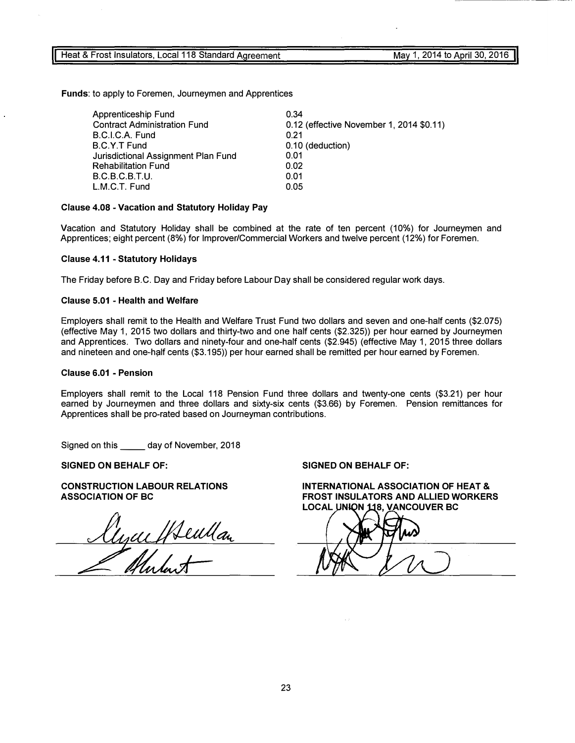**Funds**: to apply to Foremen, Journeymen and Apprentices

| | |
|---|---|
| Apprenticeship Fund | 0.34 |
| Contract Administration Fund | 0.12 (effective November 1, 2014 $0.11) |
| B.C.I.C.A. Fund | 0.21 |
| B.C.Y.T Fund | 0.10 (deduction) |
| Jurisdictional Assignment Plan Fund | 0.01 |
| Rehabilitation Fund | 0.02 |
| B.C.B.C.B.T.U. | 0.01 |
| L.M.C.T. Fund | 0.05 |

**Clause 4.08 - Vacation and Statutory Holiday Pay**

Vacation and Statutory Holiday shall be combined at the rate of ten percent (10%) for Journeymen and Apprentices; eight percent (8%) for Improver/Commercial Workers and twelve percent (12%) for Foremen.

**Clause 4.11 - Statutory Holidays**

The Friday before B.C. Day and Friday before Labour Day shall be considered regular work days.

**Clause 5.01 - Health and Welfare**

Employers shall remit to the Health and Welfare Trust Fund two dollars and seven and one-half cents ($2.075) (effective May 1, 2015 two dollars and thirty-two and one half cents ($2.325)) per hour earned by Journeymen and Apprentices. Two dollars and ninety-four and one-half cents ($2.945) (effective May 1, 2015 three dollars and nineteen and one-half cents ($3.195)) per hour earned shall be remitted per hour earned by Foremen.

**Clause 6.01 - Pension**

Employers shall remit to the Local 118 Pension Fund three dollars and twenty-one cents ($3.21) per hour earned by Journeymen and three dollars and sixty-six cents ($3.66) by Foremen. Pension remittances for Apprentices shall be pro-rated based on Journeyman contributions.

Signed on this _____ day of November, 2018

**SIGNED ON BEHALF OF:**

**CONSTRUCTION LABOUR RELATIONS ASSOCIATION OF BC**

**SIGNED ON BEHALF OF:**

**INTERNATIONAL ASSOCIATION OF HEAT & FROST INSULATORS AND ALLIED WORKERS LOCAL UNION 118, VANCOUVER BC**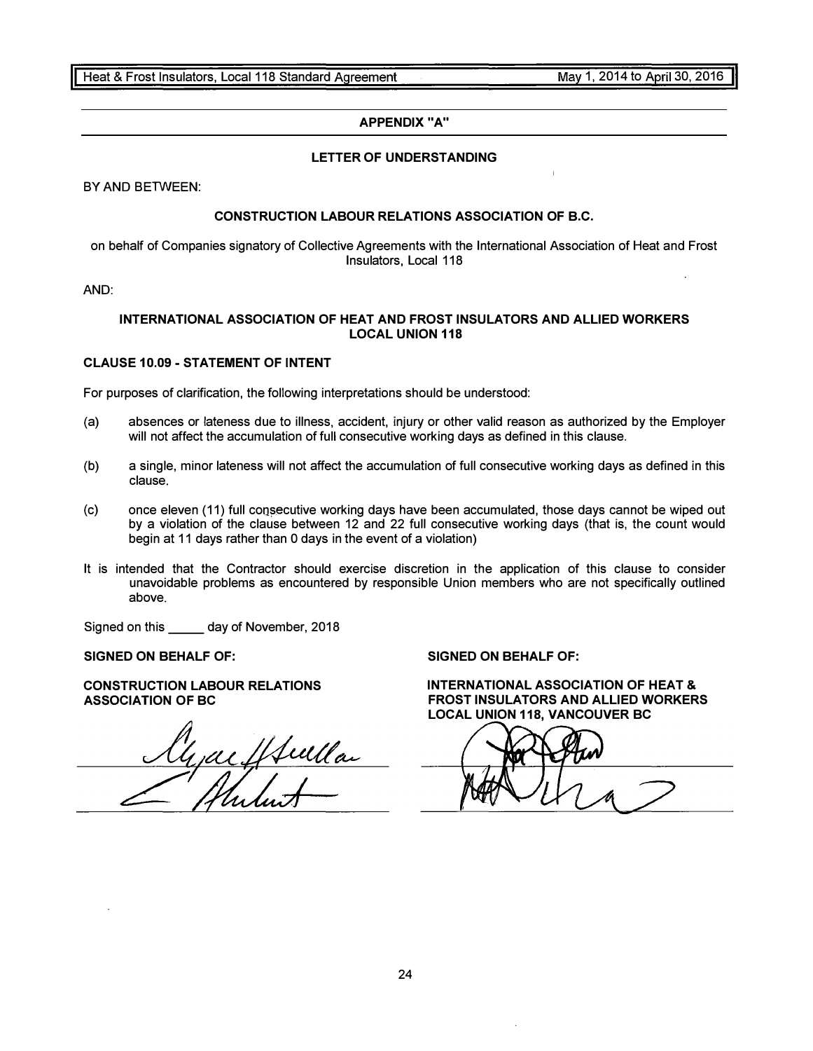## APPENDIX "A"

### LETTER OF UNDERSTANDING

BY AND BETWEEN:

**CONSTRUCTION LABOUR RELATIONS ASSOCIATION OF B.C.**

on behalf of Companies signatory of Collective Agreements with the International Association of Heat and Frost Insulators, Local 118

AND:

**INTERNATIONAL ASSOCIATION OF HEAT AND FROST INSULATORS AND ALLIED WORKERS LOCAL UNION 118**

**CLAUSE 10.09 - STATEMENT OF INTENT**

For purposes of clarification, the following interpretations should be understood:

(a) absences or lateness due to illness, accident, injury or other valid reason as authorized by the Employer will not affect the accumulation of full consecutive working days as defined in this clause.

(b) a single, minor lateness will not affect the accumulation of full consecutive working days as defined in this clause.

(c) once eleven (11) full consecutive working days have been accumulated, those days cannot be wiped out by a violation of the clause between 12 and 22 full consecutive working days (that is, the count would begin at 11 days rather than 0 days in the event of a violation)

It is intended that the Contractor should exercise discretion in the application of this clause to consider unavoidable problems as encountered by responsible Union members who are not specifically outlined above.

Signed on this _____ day of November, 2018

**SIGNED ON BEHALF OF:**

**CONSTRUCTION LABOUR RELATIONS ASSOCIATION OF BC**

**SIGNED ON BEHALF OF:**

**INTERNATIONAL ASSOCIATION OF HEAT & FROST INSULATORS AND ALLIED WORKERS LOCAL UNION 118, VANCOUVER BC**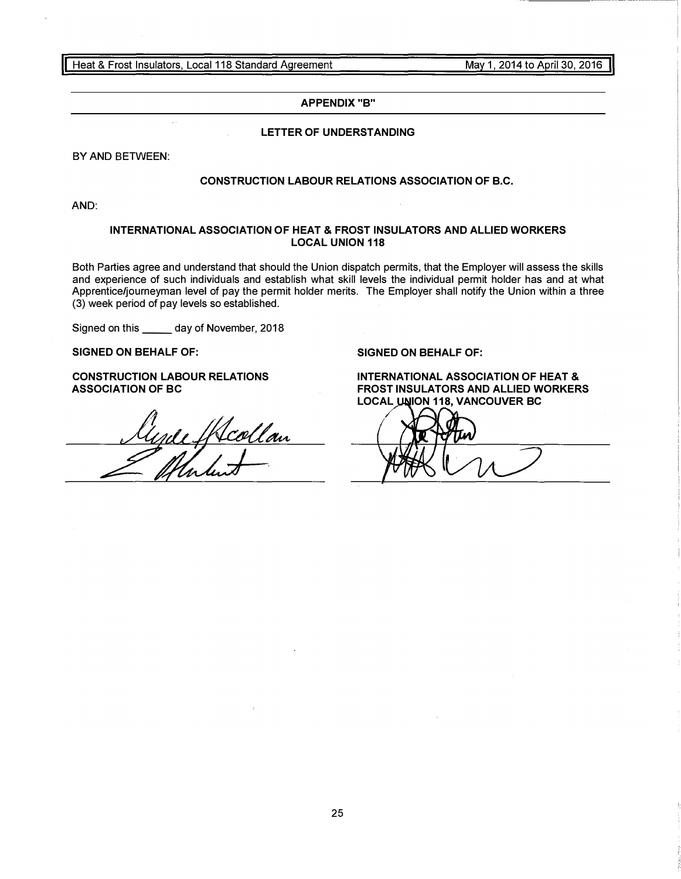## APPENDIX "B"

### LETTER OF UNDERSTANDING

BY AND BETWEEN:

**CONSTRUCTION LABOUR RELATIONS ASSOCIATION OF B.C.**

AND:

**INTERNATIONAL ASSOCIATION OF HEAT & FROST INSULATORS AND ALLIED WORKERS LOCAL UNION 118**

Both Parties agree and understand that should the Union dispatch permits, that the Employer will assess the skills and experience of such individuals and establish what skill levels the individual permit holder has and at what Apprentice/journeyman level of pay the permit holder merits. The Employer shall notify the Union within a three (3) week period of pay levels so established.

Signed on this _____ day of November, 2018

**SIGNED ON BEHALF OF:**

**CONSTRUCTION LABOUR RELATIONS ASSOCIATION OF BC**

_______________________________

_______________________________

**SIGNED ON BEHALF OF:**

**INTERNATIONAL ASSOCIATION OF HEAT & FROST INSULATORS AND ALLIED WORKERS LOCAL UNION 118, VANCOUVER BC**

_______________________________

_______________________________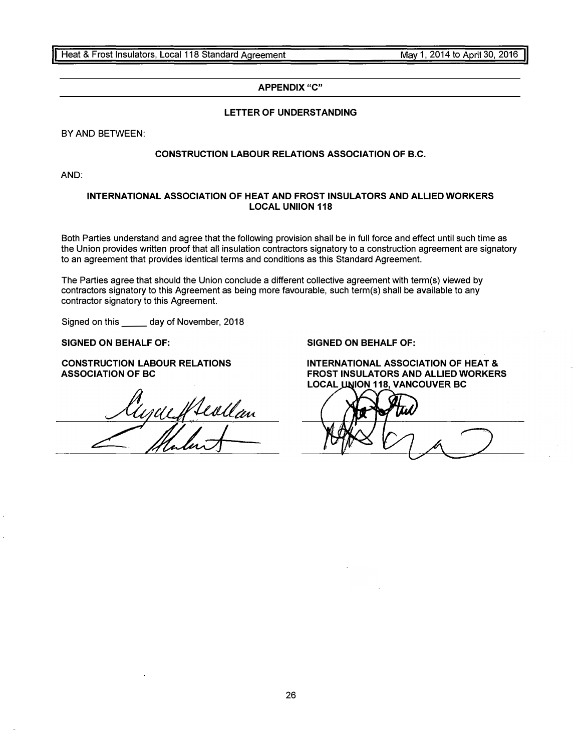## APPENDIX "C"

### LETTER OF UNDERSTANDING

BY AND BETWEEN:

**CONSTRUCTION LABOUR RELATIONS ASSOCIATION OF B.C.**

AND:

**INTERNATIONAL ASSOCIATION OF HEAT AND FROST INSULATORS AND ALLIED WORKERS LOCAL UNIION 118**

Both Parties understand and agree that the following provision shall be in full force and effect until such time as the Union provides written proof that all insulation contractors signatory to a construction agreement are signatory to an agreement that provides identical terms and conditions as this Standard Agreement.

The Parties agree that should the Union conclude a different collective agreement with term(s) viewed by contractors signatory to this Agreement as being more favourable, such term(s) shall be available to any contractor signatory to this Agreement.

Signed on this _____ day of November, 2018

**SIGNED ON BEHALF OF:**

**CONSTRUCTION LABOUR RELATIONS ASSOCIATION OF BC**

_______________________________

_______________________________

**SIGNED ON BEHALF OF:**

**INTERNATIONAL ASSOCIATION OF HEAT & FROST INSULATORS AND ALLIED WORKERS LOCAL UNION 118, VANCOUVER BC**

_______________________________

_______________________________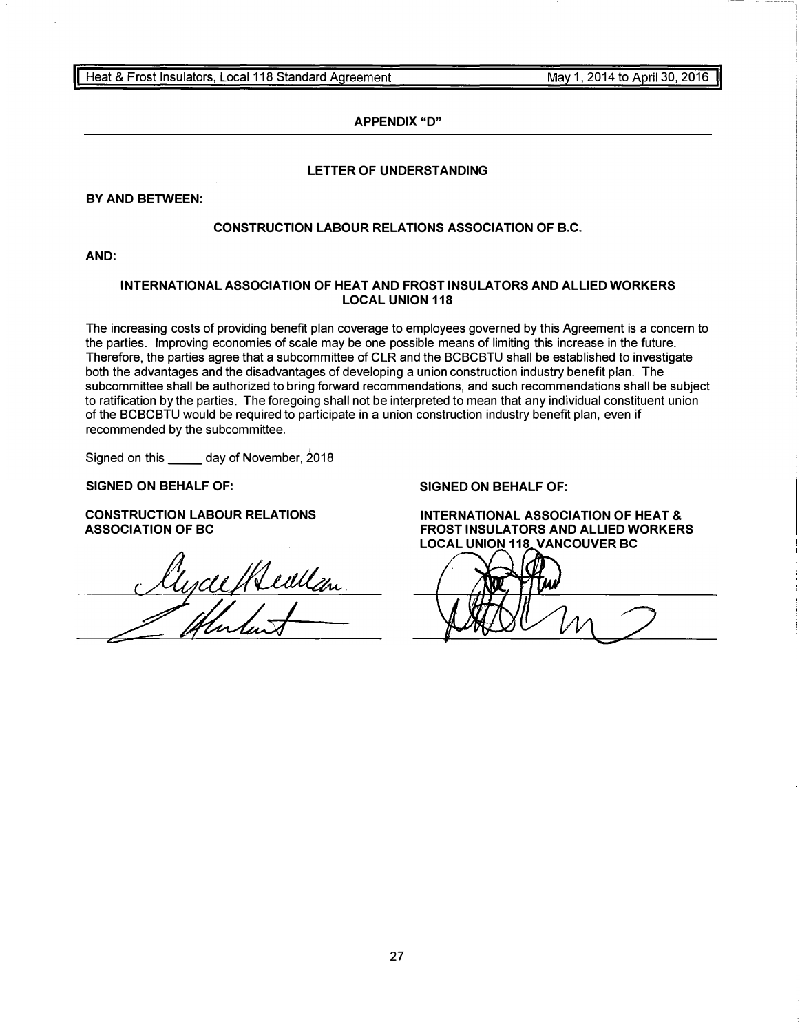## APPENDIX "D"

### LETTER OF UNDERSTANDING

**BY AND BETWEEN:**

**CONSTRUCTION LABOUR RELATIONS ASSOCIATION OF B.C.**

**AND:**

**INTERNATIONAL ASSOCIATION OF HEAT AND FROST INSULATORS AND ALLIED WORKERS LOCAL UNION 118**

The increasing costs of providing benefit plan coverage to employees governed by this Agreement is a concern to the parties. Improving economies of scale may be one possible means of limiting this increase in the future. Therefore, the parties agree that a subcommittee of CLR and the BCBCBTU shall be established to investigate both the advantages and the disadvantages of developing a union construction industry benefit plan. The subcommittee shall be authorized to bring forward recommendations, and such recommendations shall be subject to ratification by the parties. The foregoing shall not be interpreted to mean that any individual constituent union of the BCBCBTU would be required to participate in a union construction industry benefit plan, even if recommended by the subcommittee.

Signed on this _____ day of November, 2018

**SIGNED ON BEHALF OF:**

**CONSTRUCTION LABOUR RELATIONS ASSOCIATION OF BC**

______________________________

______________________________

**SIGNED ON BEHALF OF:**

**INTERNATIONAL ASSOCIATION OF HEAT & FROST INSULATORS AND ALLIED WORKERS LOCAL UNION 118, VANCOUVER BC**

______________________________

______________________________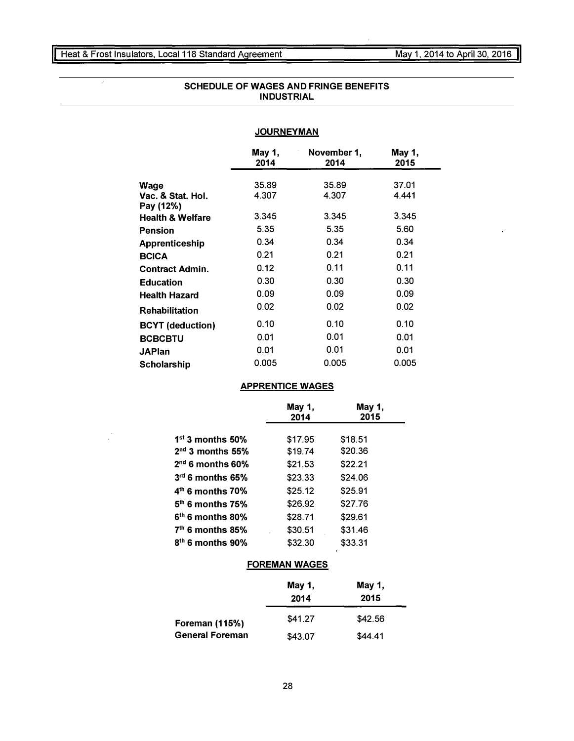## SCHEDULE OF WAGES AND FRINGE BENEFITS
## INDUSTRIAL

### JOURNEYMAN

| | May 1, 2014 | November 1, 2014 | May 1, 2015 |
|---|---|---|---|
| **Wage** | 35.89 | 35.89 | 37.01 |
| **Vac. & Stat. Hol. Pay (12%)** | 4.307 | 4.307 | 4.441 |
| **Health & Welfare** | 3.345 | 3.345 | 3.345 |
| **Pension** | 5.35 | 5.35 | 5.60 |
| **Apprenticeship** | 0.34 | 0.34 | 0.34 |
| **BCICA** | 0.21 | 0.21 | 0.21 |
| **Contract Admin.** | 0.12 | 0.11 | 0.11 |
| **Education** | 0.30 | 0.30 | 0.30 |
| **Health Hazard** | 0.09 | 0.09 | 0.09 |
| **Rehabilitation** | 0.02 | 0.02 | 0.02 |
| **BCYT (deduction)** | 0.10 | 0.10 | 0.10 |
| **BCBCBTU** | 0.01 | 0.01 | 0.01 |
| **JAPlan** | 0.01 | 0.01 | 0.01 |
| **Scholarship** | 0.005 | 0.005 | 0.005 |

### APPRENTICE WAGES

| | May 1, 2014 | May 1, 2015 |
|---|---|---|
| **1st 3 months 50%** | $17.95 | $18.51 |
| **2nd 3 months 55%** | $19.74 | $20.36 |
| **2nd 6 months 60%** | $21.53 | $22.21 |
| **3rd 6 months 65%** | $23.33 | $24.06 |
| **4th 6 months 70%** | $25.12 | $25.91 |
| **5th 6 months 75%** | $26.92 | $27.76 |
| **6th 6 months 80%** | $28.71 | $29.61 |
| **7th 6 months 85%** | $30.51 | $31.46 |
| **8th 6 months 90%** | $32.30 | $33.31 |

### FOREMAN WAGES

| | May 1, 2014 | May 1, 2015 |
|---|---|---|
| **Foreman (115%)** | $41.27 | $42.56 |
| **General Foreman** | $43.07 | $44.41 |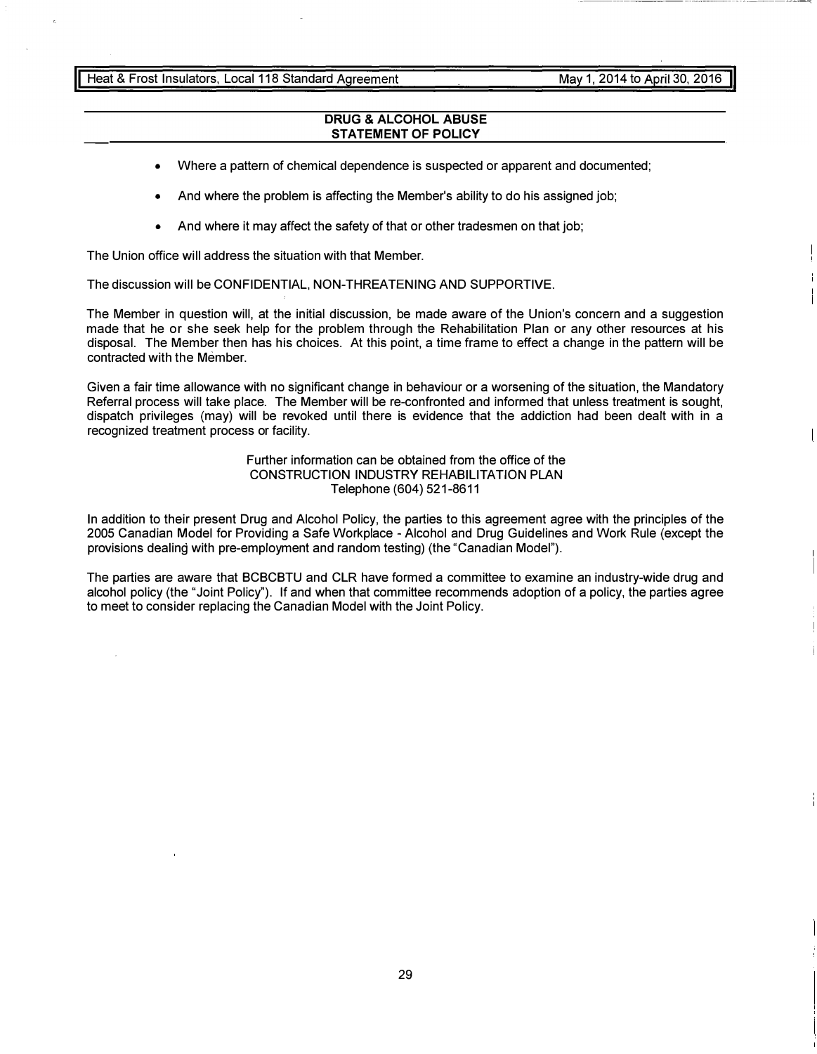## DRUG & ALCOHOL ABUSE STATEMENT OF POLICY

- Where a pattern of chemical dependence is suspected or apparent and documented;
- And where the problem is affecting the Member's ability to do his assigned job;
- And where it may affect the safety of that or other tradesmen on that job;

The Union office will address the situation with that Member.

The discussion will be CONFIDENTIAL, NON-THREATENING AND SUPPORTIVE.

The Member in question will, at the initial discussion, be made aware of the Union's concern and a suggestion made that he or she seek help for the problem through the Rehabilitation Plan or any other resources at his disposal. The Member then has his choices. At this point, a time frame to effect a change in the pattern will be contracted with the Member.

Given a fair time allowance with no significant change in behaviour or a worsening of the situation, the Mandatory Referral process will take place. The Member will be re-confronted and informed that unless treatment is sought, dispatch privileges (may) will be revoked until there is evidence that the addiction had been dealt with in a recognized treatment process or facility.

Further information can be obtained from the office of the
CONSTRUCTION INDUSTRY REHABILITATION PLAN
Telephone (604) 521-8611

In addition to their present Drug and Alcohol Policy, the parties to this agreement agree with the principles of the 2005 Canadian Model for Providing a Safe Workplace - Alcohol and Drug Guidelines and Work Rule (except the provisions dealing with pre-employment and random testing) (the "Canadian Model").

The parties are aware that BCBCBTU and CLR have formed a committee to examine an industry-wide drug and alcohol policy (the "Joint Policy"). If and when that committee recommends adoption of a policy, the parties agree to meet to consider replacing the Canadian Model with the Joint Policy.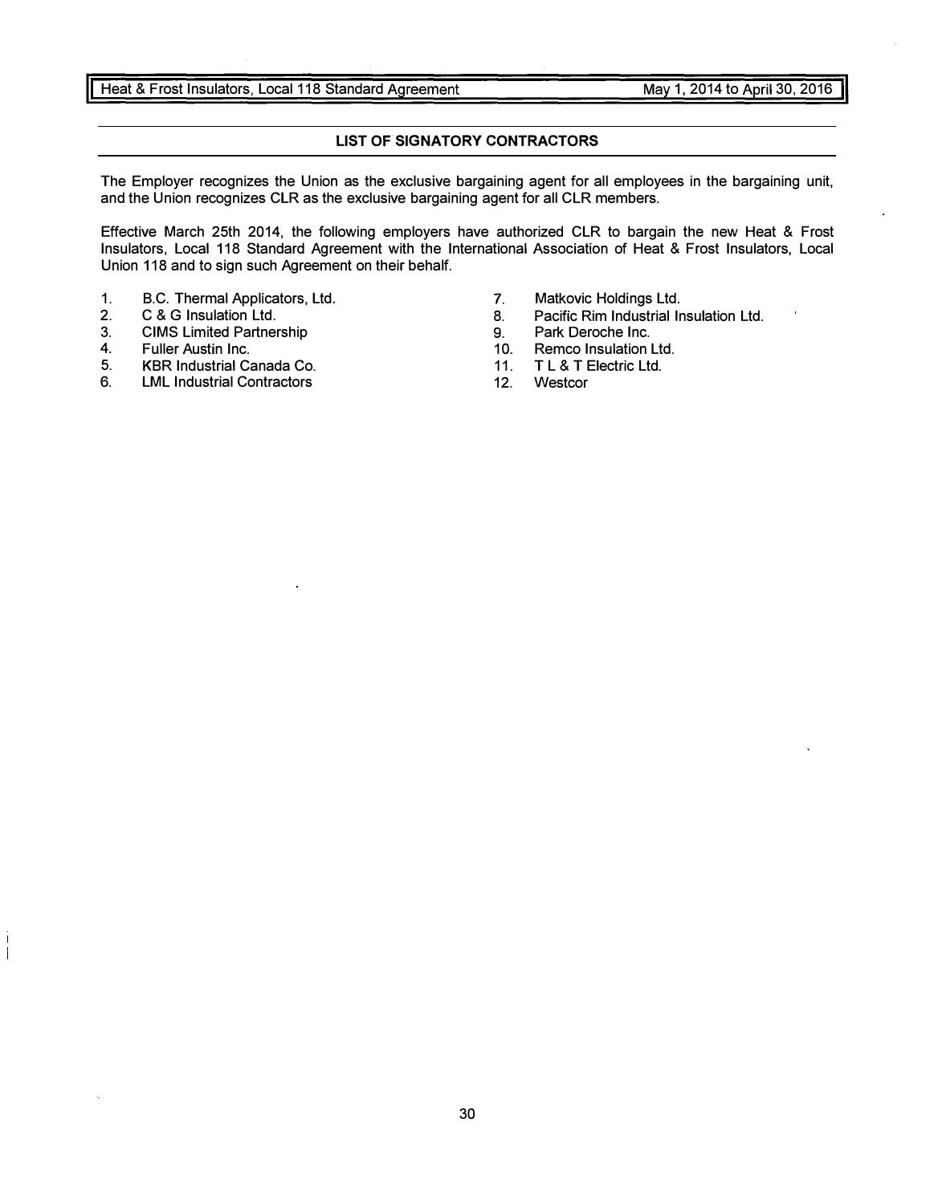## LIST OF SIGNATORY CONTRACTORS

The Employer recognizes the Union as the exclusive bargaining agent for all employees in the bargaining unit, and the Union recognizes CLR as the exclusive bargaining agent for all CLR members.

Effective March 25th 2014, the following employers have authorized CLR to bargain the new Heat & Frost Insulators, Local 118 Standard Agreement with the International Association of Heat & Frost Insulators, Local Union 118 and to sign such Agreement on their behalf.

1. B.C. Thermal Applicators, Ltd.
2. C & G Insulation Ltd.
3. CIMS Limited Partnership
4. Fuller Austin Inc.
5. KBR Industrial Canada Co.
6. LML Industrial Contractors
7. Matkovic Holdings Ltd.
8. Pacific Rim Industrial Insulation Ltd.
9. Park Deroche Inc.
10. Remco Insulation Ltd.
11. T L & T Electric Ltd.
12. Westcor